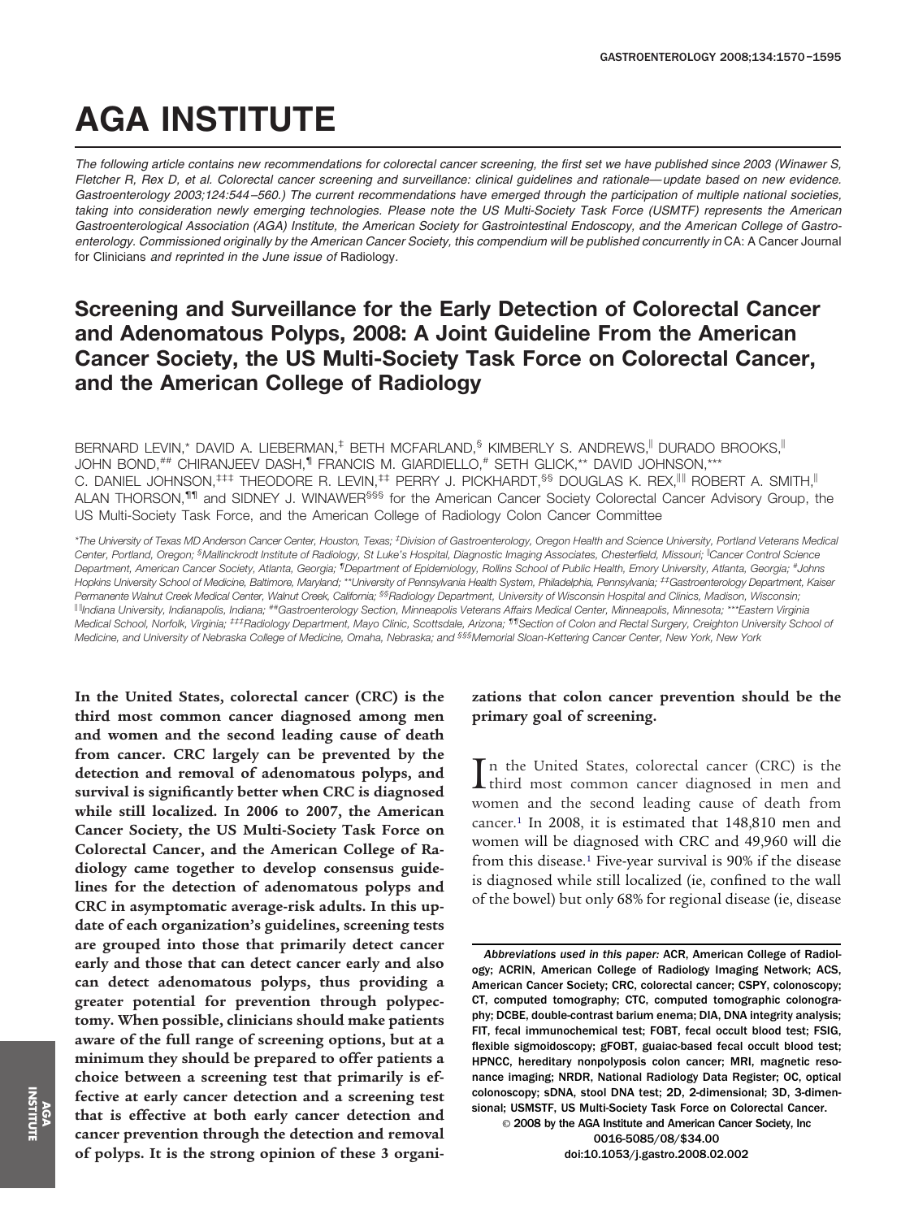# AGA INSTITUTE

*The following article contains new recommendations for colorectal cancer screening, the first set we have published since 2003 (Winawer S, Fletcher R, Rex D, et al. Colorectal cancer screening and surveillance: clinical guidelines and rationale—update based on new evidence. Gastroenterology 2003;124:544–560.) The current recommendations have emerged through the participation of multiple national societies, taking into consideration newly emerging technologies. Please note the US Multi-Society Task Force (USMTF) represents the American Gastroenterological Association (AGA) Institute, the American Society for Gastrointestinal Endoscopy, and the American College of Gastroenterology. Commissioned originally by the American Cancer Society, this compendium will be published concurrently in* CA: A Cancer Journal for Clinicians *and reprinted in the June issue of* Radiology*.*

## Screening and Surveillance for the Early Detection of Colorectal Cancer and Adenomatous Polyps, 2008: A Joint Guideline From the American Cancer Society, the US Multi-Society Task Force on Colorectal Cancer, and the American College of Radiology

BERNARD LEVIN,[*] DAVID A. LIEBERMAN,[‡] BETH MCFARLAND,[§] KIMBERLY S. ANDREWS,[‖] DURADO BROOKS,[‖] JOHN BOND,[##] CHIRANJEEV DASH,[¶] FRANCIS M. GIARDIELLO,[#] SETH GLICK,[**] DAVID JOHNSON,[***] C. DANIEL JOHNSON,[‡‡‡] THEODORE R. LEVIN,[‡‡] PERRY J. PICKHARDT,[§§] DOUGLAS K. REX,[‖‖] ROBERT A. SMITH,[‖] ALAN THORSON,[¶¶] and SIDNEY J. WINAWER[§§§] for the American Cancer Society Colorectal Cancer Advisory Group, the US Multi-Society Task Force, and the American College of Radiology Colon Cancer Committee

*[*]The University of Texas MD Anderson Cancer Center, Houston, Texas; [‡]Division of Gastroenterology, Oregon Health and Science University, Portland Veterans Medical Center, Portland, Oregon; [§]Mallinckrodt Institute of Radiology, St Luke's Hospital, Diagnostic Imaging Associates, Chesterfield, Missouri; [‖]Cancer Control Science Department, American Cancer Society, Atlanta, Georgia; [¶]Department of Epidemiology, Rollins School of Public Health, Emory University, Atlanta, Georgia; [#]Johns Hopkins University School of Medicine, Baltimore, Maryland; [**]University of Pennsylvania Health System, Philadelphia, Pennsylvania; [‡‡]Gastroenterology Department, Kaiser Permanente Walnut Creek Medical Center, Walnut Creek, California; [§§]Radiology Department, University of Wisconsin Hospital and Clinics, Madison, Wisconsin; [‖‖]Indiana University, Indianapolis, Indiana; [##]Gastroenterology Section, Minneapolis Veterans Affairs Medical Center, Minneapolis, Minnesota; [***]Eastern Virginia Medical School, Norfolk, Virginia; [‡‡‡]Radiology Department, Mayo Clinic, Scottsdale, Arizona; [¶¶]Section of Colon and Rectal Surgery, Creighton University School of Medicine, and University of Nebraska College of Medicine, Omaha, Nebraska; and [§§§]Memorial Sloan-Kettering Cancer Center, New York, New York*

**In the United States, colorectal cancer (CRC) is the third most common cancer diagnosed among men and women and the second leading cause of death from cancer. CRC largely can be prevented by the detection and removal of adenomatous polyps, and survival is significantly better when CRC is diagnosed while still localized. In 2006 to 2007, the American Cancer Society, the US Multi-Society Task Force on Colorectal Cancer, and the American College of Radiology came together to develop consensus guidelines for the detection of adenomatous polyps and CRC in asymptomatic average-risk adults. In this update of each organization's guidelines, screening tests are grouped into those that primarily detect cancer early and those that can detect cancer early and also can detect adenomatous polyps, thus providing a greater potential for prevention through polypectomy. When possible, clinicians should make patients aware of the full range of screening options, but at a minimum they should be prepared to offer patients a choice between a screening test that primarily is effective at early cancer detection and a screening test that is effective at both early cancer detection and cancer prevention through the detection and removal of polyps. It is the strong opinion of these 3 organizations that colon cancer prevention should be the primary goal of screening.**

In the United States, colorectal cancer (CRC) is the third most common cancer diagnosed in men and women and the second leading cause of death from cancer.[1] In 2008, it is estimated that 148,810 men and women will be diagnosed with CRC and 49,960 will die from this disease.[1] Five-year survival is 90% if the disease is diagnosed while still localized (ie, confined to the wall of the bowel) but only 68% for regional disease (ie, disease

*Abbreviations used in this paper:* ACR, American College of Radiology; ACRIN, American College of Radiology Imaging Network; ACS, American Cancer Society; CRC, colorectal cancer; CSPY, colonoscopy; CT, computed tomography; CTC, computed tomographic colonography; DCBE, double-contrast barium enema; DIA, DNA integrity analysis; FIT, fecal immunochemical test; FOBT, fecal occult blood test; FSIG, flexible sigmoidoscopy; gFOBT, guaiac-based fecal occult blood test; HPNCC, hereditary nonpolyposis colon cancer; MRI, magnetic resonance imaging; NRDR, National Radiology Data Register; OC, optical colonoscopy; sDNA, stool DNA test; 2D, 2-dimensional; 3D, 3-dimensional; USMSTF, US Multi-Society Task Force on Colorectal Cancer.

© 2008 by the AGA Institute and American Cancer Society, Inc
0016-5085/08/$34.00
doi:10.1053/j.gastro.2008.02.002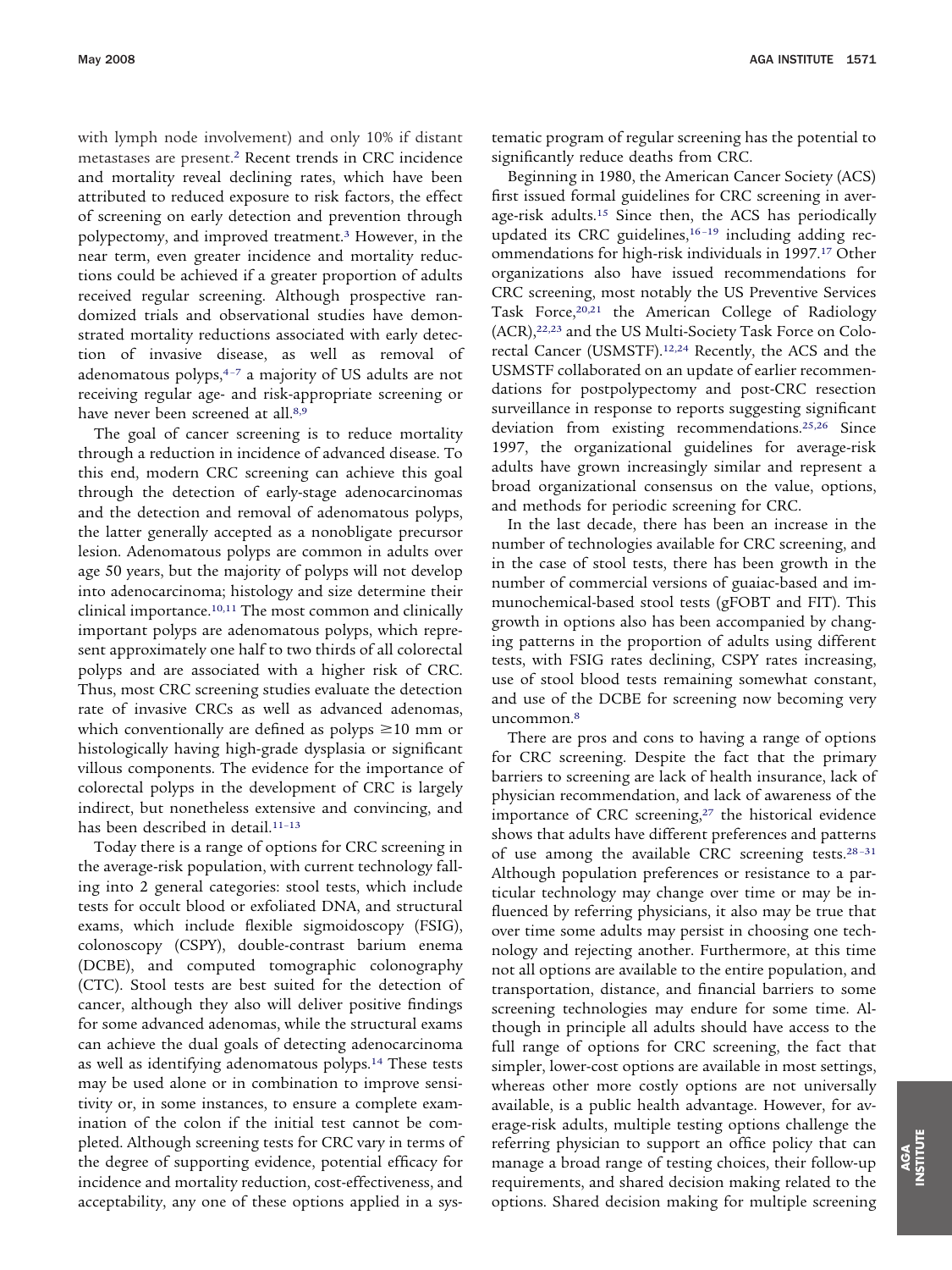with lymph node involvement) and only 10% if distant metastases are present.[2] Recent trends in CRC incidence and mortality reveal declining rates, which have been attributed to reduced exposure to risk factors, the effect of screening on early detection and prevention through polypectomy, and improved treatment.[3] However, in the near term, even greater incidence and mortality reductions could be achieved if a greater proportion of adults received regular screening. Although prospective randomized trials and observational studies have demonstrated mortality reductions associated with early detection of invasive disease, as well as removal of adenomatous polyps,[4–7] a majority of US adults are not receiving regular age- and risk-appropriate screening or have never been screened at all.[8,9]

The goal of cancer screening is to reduce mortality through a reduction in incidence of advanced disease. To this end, modern CRC screening can achieve this goal through the detection of early-stage adenocarcinomas and the detection and removal of adenomatous polyps, the latter generally accepted as a nonobligate precursor lesion. Adenomatous polyps are common in adults over age 50 years, but the majority of polyps will not develop into adenocarcinoma; histology and size determine their clinical importance.[10,11] The most common and clinically important polyps are adenomatous polyps, which represent approximately one half to two thirds of all colorectal polyps and are associated with a higher risk of CRC. Thus, most CRC screening studies evaluate the detection rate of invasive CRCs as well as advanced adenomas, which conventionally are defined as polyps ≥10 mm or histologically having high-grade dysplasia or significant villous components. The evidence for the importance of colorectal polyps in the development of CRC is largely indirect, but nonetheless extensive and convincing, and has been described in detail.[11–13]

Today there is a range of options for CRC screening in the average-risk population, with current technology falling into 2 general categories: stool tests, which include tests for occult blood or exfoliated DNA, and structural exams, which include flexible sigmoidoscopy (FSIG), colonoscopy (CSPY), double-contrast barium enema (DCBE), and computed tomographic colonography (CTC). Stool tests are best suited for the detection of cancer, although they also will deliver positive findings for some advanced adenomas, while the structural exams can achieve the dual goals of detecting adenocarcinoma as well as identifying adenomatous polyps.[14] These tests may be used alone or in combination to improve sensitivity or, in some instances, to ensure a complete examination of the colon if the initial test cannot be completed. Although screening tests for CRC vary in terms of the degree of supporting evidence, potential efficacy for incidence and mortality reduction, cost-effectiveness, and acceptability, any one of these options applied in a systematic program of regular screening has the potential to significantly reduce deaths from CRC.

Beginning in 1980, the American Cancer Society (ACS) first issued formal guidelines for CRC screening in average-risk adults.[15] Since then, the ACS has periodically updated its CRC guidelines,[16–19] including adding recommendations for high-risk individuals in 1997.[17] Other organizations also have issued recommendations for CRC screening, most notably the US Preventive Services Task Force,[20,21] the American College of Radiology (ACR),[22,23] and the US Multi-Society Task Force on Colorectal Cancer (USMSTF).[12,24] Recently, the ACS and the USMSTF collaborated on an update of earlier recommendations for postpolypectomy and post-CRC resection surveillance in response to reports suggesting significant deviation from existing recommendations.[25,26] Since 1997, the organizational guidelines for average-risk adults have grown increasingly similar and represent a broad organizational consensus on the value, options, and methods for periodic screening for CRC.

In the last decade, there has been an increase in the number of technologies available for CRC screening, and in the case of stool tests, there has been growth in the number of commercial versions of guaiac-based and immunochemical-based stool tests (gFOBT and FIT). This growth in options also has been accompanied by changing patterns in the proportion of adults using different tests, with FSIG rates declining, CSPY rates increasing, use of stool blood tests remaining somewhat constant, and use of the DCBE for screening now becoming very uncommon.[8]

There are pros and cons to having a range of options for CRC screening. Despite the fact that the primary barriers to screening are lack of health insurance, lack of physician recommendation, and lack of awareness of the importance of CRC screening,[27] the historical evidence shows that adults have different preferences and patterns of use among the available CRC screening tests.[28–31] Although population preferences or resistance to a particular technology may change over time or may be influenced by referring physicians, it also may be true that over time some adults may persist in choosing one technology and rejecting another. Furthermore, at this time not all options are available to the entire population, and transportation, distance, and financial barriers to some screening technologies may endure for some time. Although in principle all adults should have access to the full range of options for CRC screening, the fact that simpler, lower-cost options are available in most settings, whereas other more costly options are not universally available, is a public health advantage. However, for average-risk adults, multiple testing options challenge the referring physician to support an office policy that can manage a broad range of testing choices, their follow-up requirements, and shared decision making related to the options. Shared decision making for multiple screening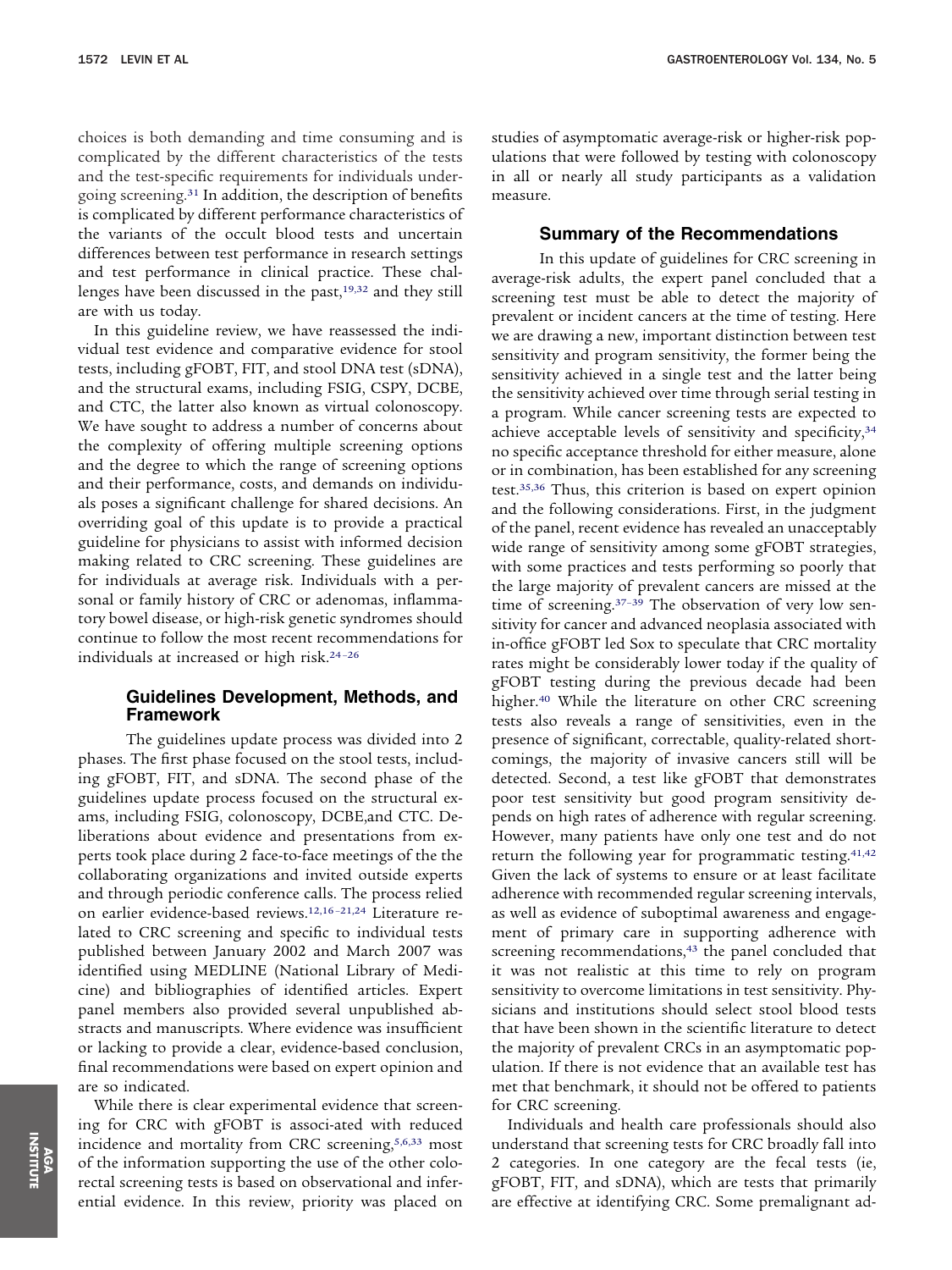choices is both demanding and time consuming and is complicated by the different characteristics of the tests and the test-specific requirements for individuals undergoing screening.[31] In addition, the description of benefits is complicated by different performance characteristics of the variants of the occult blood tests and uncertain differences between test performance in research settings and test performance in clinical practice. These challenges have been discussed in the past,[19,32] and they still are with us today.

In this guideline review, we have reassessed the individual test evidence and comparative evidence for stool tests, including gFOBT, FIT, and stool DNA test (sDNA), and the structural exams, including FSIG, CSPY, DCBE, and CTC, the latter also known as virtual colonoscopy. We have sought to address a number of concerns about the complexity of offering multiple screening options and the degree to which the range of screening options and their performance, costs, and demands on individuals poses a significant challenge for shared decisions. An overriding goal of this update is to provide a practical guideline for physicians to assist with informed decision making related to CRC screening. These guidelines are for individuals at average risk. Individuals with a personal or family history of CRC or adenomas, inflammatory bowel disease, or high-risk genetic syndromes should continue to follow the most recent recommendations for individuals at increased or high risk.[24–26]

## Guidelines Development, Methods, and Framework

The guidelines update process was divided into 2 phases. The first phase focused on the stool tests, including gFOBT, FIT, and sDNA. The second phase of the guidelines update process focused on the structural exams, including FSIG, colonoscopy, DCBE,and CTC. Deliberations about evidence and presentations from experts took place during 2 face-to-face meetings of the the collaborating organizations and invited outside experts and through periodic conference calls. The process relied on earlier evidence-based reviews.[12,16–21,24] Literature related to CRC screening and specific to individual tests published between January 2002 and March 2007 was identified using MEDLINE (National Library of Medicine) and bibliographies of identified articles. Expert panel members also provided several unpublished abstracts and manuscripts. Where evidence was insufficient or lacking to provide a clear, evidence-based conclusion, final recommendations were based on expert opinion and are so indicated.

While there is clear experimental evidence that screening for CRC with gFOBT is associ-ated with reduced incidence and mortality from CRC screening,[5,6,33] most of the information supporting the use of the other colorectal screening tests is based on observational and inferential evidence. In this review, priority was placed on studies of asymptomatic average-risk or higher-risk populations that were followed by testing with colonoscopy in all or nearly all study participants as a validation measure.

## Summary of the Recommendations

In this update of guidelines for CRC screening in average-risk adults, the expert panel concluded that a screening test must be able to detect the majority of prevalent or incident cancers at the time of testing. Here we are drawing a new, important distinction between test sensitivity and program sensitivity, the former being the sensitivity achieved in a single test and the latter being the sensitivity achieved over time through serial testing in a program. While cancer screening tests are expected to achieve acceptable levels of sensitivity and specificity,[34] no specific acceptance threshold for either measure, alone or in combination, has been established for any screening test.[35,36] Thus, this criterion is based on expert opinion and the following considerations. First, in the judgment of the panel, recent evidence has revealed an unacceptably wide range of sensitivity among some gFOBT strategies, with some practices and tests performing so poorly that the large majority of prevalent cancers are missed at the time of screening.[37–39] The observation of very low sensitivity for cancer and advanced neoplasia associated with in-office gFOBT led Sox to speculate that CRC mortality rates might be considerably lower today if the quality of gFOBT testing during the previous decade had been higher.[40] While the literature on other CRC screening tests also reveals a range of sensitivities, even in the presence of significant, correctable, quality-related shortcomings, the majority of invasive cancers still will be detected. Second, a test like gFOBT that demonstrates poor test sensitivity but good program sensitivity depends on high rates of adherence with regular screening. However, many patients have only one test and do not return the following year for programmatic testing.[41,42] Given the lack of systems to ensure or at least facilitate adherence with recommended regular screening intervals, as well as evidence of suboptimal awareness and engagement of primary care in supporting adherence with screening recommendations,[43] the panel concluded that it was not realistic at this time to rely on program sensitivity to overcome limitations in test sensitivity. Physicians and institutions should select stool blood tests that have been shown in the scientific literature to detect the majority of prevalent CRCs in an asymptomatic population. If there is not evidence that an available test has met that benchmark, it should not be offered to patients for CRC screening.

Individuals and health care professionals should also understand that screening tests for CRC broadly fall into 2 categories. In one category are the fecal tests (ie, gFOBT, FIT, and sDNA), which are tests that primarily are effective at identifying CRC. Some premalignant ad-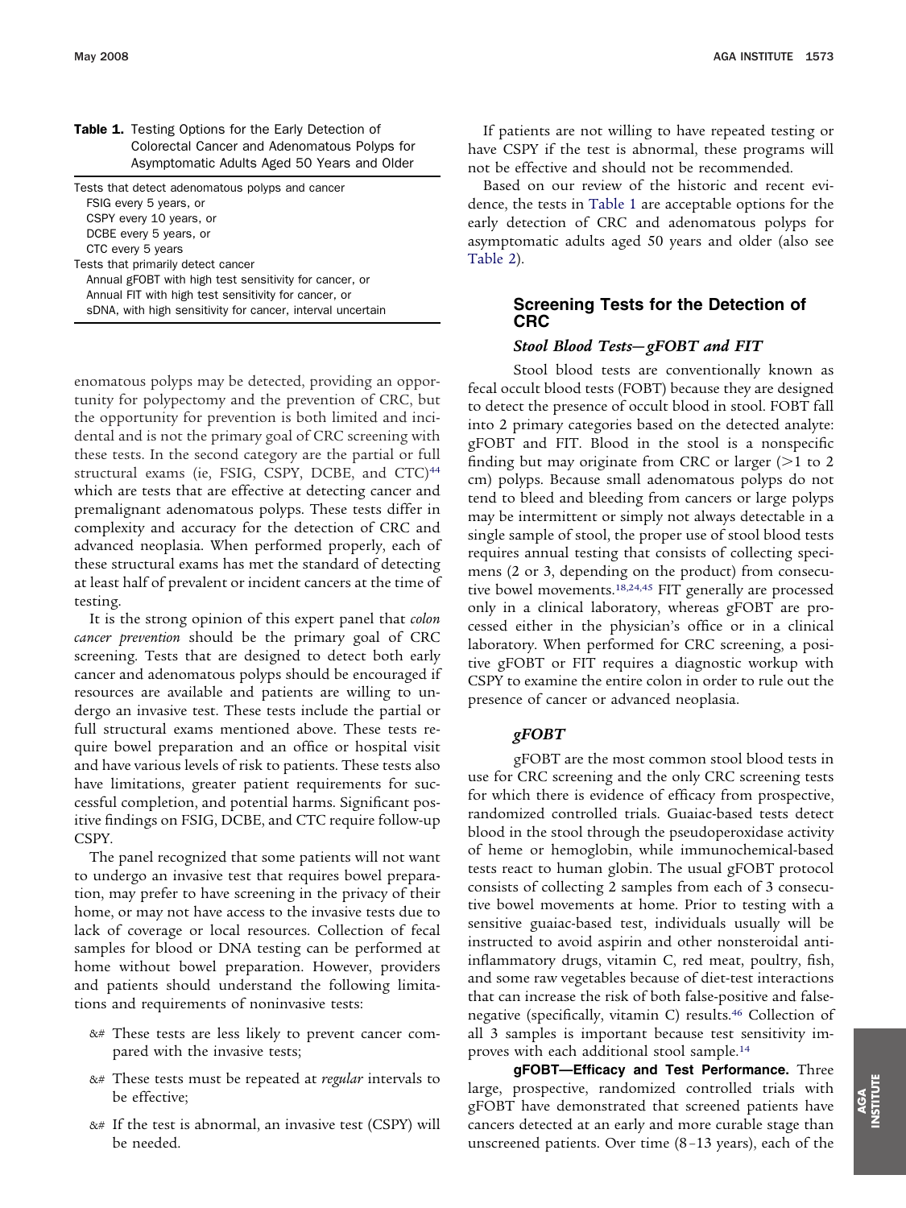**Table 1.** Testing Options for the Early Detection of Colorectal Cancer and Adenomatous Polyps for Asymptomatic Adults Aged 50 Years and Older

| |
|---|
| Tests that detect adenomatous polyps and cancer |
| FSIG every 5 years, or |
| CSPY every 10 years, or |
| DCBE every 5 years, or |
| CTC every 5 years |
| Tests that primarily detect cancer |
| Annual gFOBT with high test sensitivity for cancer, or |
| Annual FIT with high test sensitivity for cancer, or |
| sDNA, with high sensitivity for cancer, interval uncertain |

enomatous polyps may be detected, providing an opportunity for polypectomy and the prevention of CRC, but the opportunity for prevention is both limited and incidental and is not the primary goal of CRC screening with these tests. In the second category are the partial or full structural exams (ie, FSIG, CSPY, DCBE, and CTC)[44] which are tests that are effective at detecting cancer and premalignant adenomatous polyps. These tests differ in complexity and accuracy for the detection of CRC and advanced neoplasia. When performed properly, each of these structural exams has met the standard of detecting at least half of prevalent or incident cancers at the time of testing.

It is the strong opinion of this expert panel that *colon cancer prevention* should be the primary goal of CRC screening. Tests that are designed to detect both early cancer and adenomatous polyps should be encouraged if resources are available and patients are willing to undergo an invasive test. These tests include the partial or full structural exams mentioned above. These tests require bowel preparation and an office or hospital visit and have various levels of risk to patients. These tests also have limitations, greater patient requirements for successful completion, and potential harms. Significant positive findings on FSIG, DCBE, and CTC require follow-up CSPY.

The panel recognized that some patients will not want to undergo an invasive test that requires bowel preparation, may prefer to have screening in the privacy of their home, or may not have access to the invasive tests due to lack of coverage or local resources. Collection of fecal samples for blood or DNA testing can be performed at home without bowel preparation. However, providers and patients should understand the following limitations and requirements of noninvasive tests:

- These tests are less likely to prevent cancer compared with the invasive tests;
- These tests must be repeated at *regular* intervals to be effective;
- If the test is abnormal, an invasive test (CSPY) will be needed.

If patients are not willing to have repeated testing or have CSPY if the test is abnormal, these programs will not be effective and should not be recommended.

Based on our review of the historic and recent evidence, the tests in Table 1 are acceptable options for the early detection of CRC and adenomatous polyps for asymptomatic adults aged 50 years and older (also see Table 2).

## Screening Tests for the Detection of CRC

### *Stool Blood Tests—gFOBT and FIT*

Stool blood tests are conventionally known as fecal occult blood tests (FOBT) because they are designed to detect the presence of occult blood in stool. FOBT fall into 2 primary categories based on the detected analyte: gFOBT and FIT. Blood in the stool is a nonspecific finding but may originate from CRC or larger (>1 to 2 cm) polyps. Because small adenomatous polyps do not tend to bleed and bleeding from cancers or large polyps may be intermittent or simply not always detectable in a single sample of stool, the proper use of stool blood tests requires annual testing that consists of collecting specimens (2 or 3, depending on the product) from consecutive bowel movements.[18,24,45] FIT generally are processed only in a clinical laboratory, whereas gFOBT are processed either in the physician's office or in a clinical laboratory. When performed for CRC screening, a positive gFOBT or FIT requires a diagnostic workup with CSPY to examine the entire colon in order to rule out the presence of cancer or advanced neoplasia.

### *gFOBT*

gFOBT are the most common stool blood tests in use for CRC screening and the only CRC screening tests for which there is evidence of efficacy from prospective, randomized controlled trials. Guaiac-based tests detect blood in the stool through the pseudoperoxidase activity of heme or hemoglobin, while immunochemical-based tests react to human globin. The usual gFOBT protocol consists of collecting 2 samples from each of 3 consecutive bowel movements at home. Prior to testing with a sensitive guaiac-based test, individuals usually will be instructed to avoid aspirin and other nonsteroidal anti-inflammatory drugs, vitamin C, red meat, poultry, fish, and some raw vegetables because of diet-test interactions that can increase the risk of both false-positive and false-negative (specifically, vitamin C) results.[46] Collection of all 3 samples is important because test sensitivity improves with each additional stool sample.[14]

**gFOBT—Efficacy and Test Performance.** Three large, prospective, randomized controlled trials with gFOBT have demonstrated that screened patients have cancers detected at an early and more curable stage than unscreened patients. Over time (8–13 years), each of the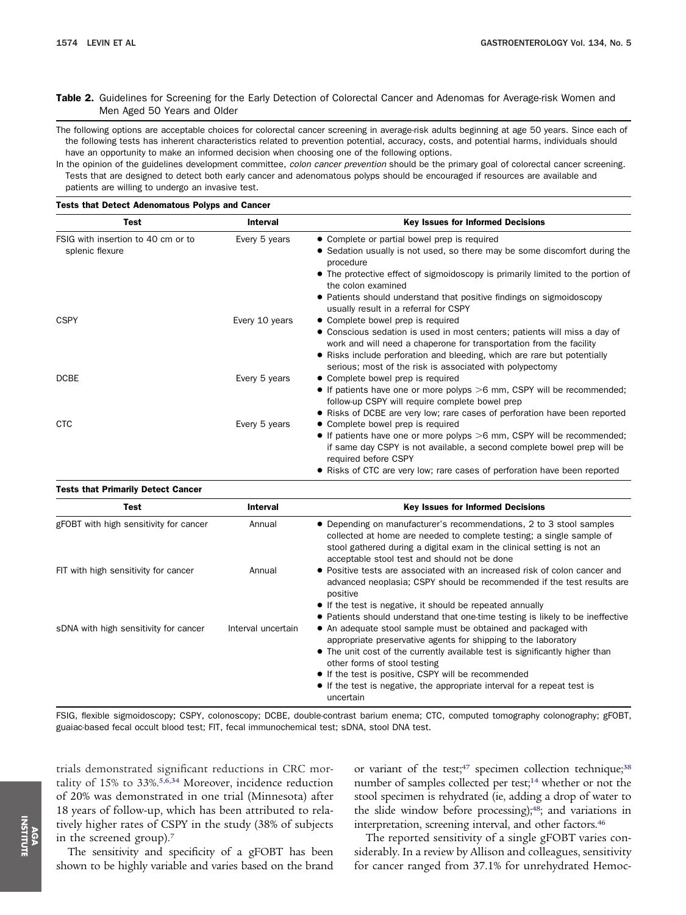**Table 2.** Guidelines for Screening for the Early Detection of Colorectal Cancer and Adenomas for Average-risk Women and Men Aged 50 Years and Older

The following options are acceptable choices for colorectal cancer screening in average-risk adults beginning at age 50 years. Since each of the following tests has inherent characteristics related to prevention potential, accuracy, costs, and potential harms, individuals should have an opportunity to make an informed decision when choosing one of the following options.

In the opinion of the guidelines development committee, *colon cancer prevention* should be the primary goal of colorectal cancer screening. Tests that are designed to detect both early cancer and adenomatous polyps should be encouraged if resources are available and patients are willing to undergo an invasive test.

**Tests that Detect Adenomatous Polyps and Cancer**

| Test | Interval | Key Issues for Informed Decisions |
| --- | --- | --- |
| FSIG with insertion to 40 cm or to splenic flexure | Every 5 years | • Complete or partial bowel prep is required<br>• Sedation usually is not used, so there may be some discomfort during the procedure<br>• The protective effect of sigmoidoscopy is primarily limited to the portion of the colon examined<br>• Patients should understand that positive findings on sigmoidoscopy usually result in a referral for CSPY |
| CSPY | Every 10 years | • Complete bowel prep is required<br>• Conscious sedation is used in most centers; patients will miss a day of work and will need a chaperone for transportation from the facility<br>• Risks include perforation and bleeding, which are rare but potentially serious; most of the risk is associated with polypectomy |
| DCBE | Every 5 years | • Complete bowel prep is required<br>• If patients have one or more polyps >6 mm, CSPY will be recommended; follow-up CSPY will require complete bowel prep<br>• Risks of DCBE are very low; rare cases of perforation have been reported |
| CTC | Every 5 years | • Complete bowel prep is required<br>• If patients have one or more polyps >6 mm, CSPY will be recommended; if same day CSPY is not available, a second complete bowel prep will be required before CSPY<br>• Risks of CTC are very low; rare cases of perforation have been reported |

**Tests that Primarily Detect Cancer**

| Test | Interval | Key Issues for Informed Decisions |
| --- | --- | --- |
| gFOBT with high sensitivity for cancer | Annual | • Depending on manufacturer's recommendations, 2 to 3 stool samples collected at home are needed to complete testing; a single sample of stool gathered during a digital exam in the clinical setting is not an acceptable stool test and should not be done |
| FIT with high sensitivity for cancer | Annual | • Positive tests are associated with an increased risk of colon cancer and advanced neoplasia; CSPY should be recommended if the test results are positive<br>• If the test is negative, it should be repeated annually<br>• Patients should understand that one-time testing is likely to be ineffective |
| sDNA with high sensitivity for cancer | Interval uncertain | • An adequate stool sample must be obtained and packaged with appropriate preservative agents for shipping to the laboratory<br>• The unit cost of the currently available test is significantly higher than other forms of stool testing<br>• If the test is positive, CSPY will be recommended<br>• If the test is negative, the appropriate interval for a repeat test is uncertain |

FSIG, flexible sigmoidoscopy; CSPY, colonoscopy; DCBE, double-contrast barium enema; CTC, computed tomography colonography; gFOBT, guaiac-based fecal occult blood test; FIT, fecal immunochemical test; sDNA, stool DNA test.

trials demonstrated significant reductions in CRC mortality of 15% to 33%.[5,6,34] Moreover, incidence reduction of 20% was demonstrated in one trial (Minnesota) after 18 years of follow-up, which has been attributed to relatively higher rates of CSPY in the study (38% of subjects in the screened group).[7]

The sensitivity and specificity of a gFOBT has been shown to be highly variable and varies based on the brand or variant of the test;[47] specimen collection technique;[38] number of samples collected per test;[14] whether or not the stool specimen is rehydrated (ie, adding a drop of water to the slide window before processing);[48]; and variations in interpretation, screening interval, and other factors.[46]

The reported sensitivity of a single gFOBT varies considerably. In a review by Allison and colleagues, sensitivity for cancer ranged from 37.1% for unrehydrated Hemoc-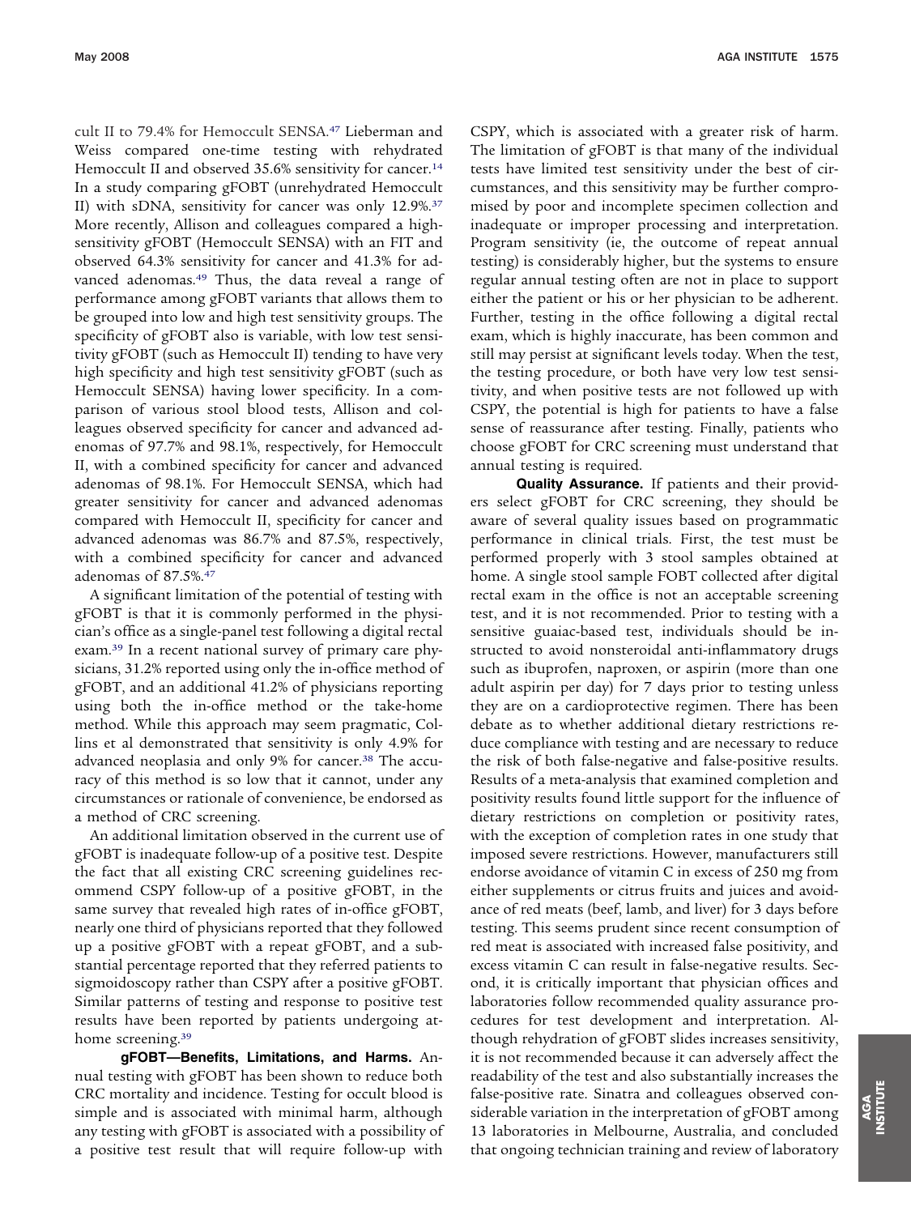cult II to 79.4% for Hemoccult SENSA.[47] Lieberman and Weiss compared one-time testing with rehydrated Hemoccult II and observed 35.6% sensitivity for cancer.[14] In a study comparing gFOBT (unrehydrated Hemoccult II) with sDNA, sensitivity for cancer was only 12.9%.[37] More recently, Allison and colleagues compared a high-sensitivity gFOBT (Hemoccult SENSA) with an FIT and observed 64.3% sensitivity for cancer and 41.3% for advanced adenomas.[49] Thus, the data reveal a range of performance among gFOBT variants that allows them to be grouped into low and high test sensitivity groups. The specificity of gFOBT also is variable, with low test sensitivity gFOBT (such as Hemoccult II) tending to have very high specificity and high test sensitivity gFOBT (such as Hemoccult SENSA) having lower specificity. In a comparison of various stool blood tests, Allison and colleagues observed specificity for cancer and advanced adenomas of 97.7% and 98.1%, respectively, for Hemoccult II, with a combined specificity for cancer and advanced adenomas of 98.1%. For Hemoccult SENSA, which had greater sensitivity for cancer and advanced adenomas compared with Hemoccult II, specificity for cancer and advanced adenomas was 86.7% and 87.5%, respectively, with a combined specificity for cancer and advanced adenomas of 87.5%.[47]

A significant limitation of the potential of testing with gFOBT is that it is commonly performed in the physician's office as a single-panel test following a digital rectal exam.[39] In a recent national survey of primary care physicians, 31.2% reported using only the in-office method of gFOBT, and an additional 41.2% of physicians reporting using both the in-office method or the take-home method. While this approach may seem pragmatic, Collins et al demonstrated that sensitivity is only 4.9% for advanced neoplasia and only 9% for cancer.[38] The accuracy of this method is so low that it cannot, under any circumstances or rationale of convenience, be endorsed as a method of CRC screening.

An additional limitation observed in the current use of gFOBT is inadequate follow-up of a positive test. Despite the fact that all existing CRC screening guidelines recommend CSPY follow-up of a positive gFOBT, in the same survey that revealed high rates of in-office gFOBT, nearly one third of physicians reported that they followed up a positive gFOBT with a repeat gFOBT, and a substantial percentage reported that they referred patients to sigmoidoscopy rather than CSPY after a positive gFOBT. Similar patterns of testing and response to positive test results have been reported by patients undergoing at-home screening.[39]

**gFOBT—Benefits, Limitations, and Harms.** Annual testing with gFOBT has been shown to reduce both CRC mortality and incidence. Testing for occult blood is simple and is associated with minimal harm, although any testing with gFOBT is associated with a possibility of a positive test result that will require follow-up with CSPY, which is associated with a greater risk of harm. The limitation of gFOBT is that many of the individual tests have limited test sensitivity under the best of circumstances, and this sensitivity may be further compromised by poor and incomplete specimen collection and inadequate or improper processing and interpretation. Program sensitivity (ie, the outcome of repeat annual testing) is considerably higher, but the systems to ensure regular annual testing often are not in place to support either the patient or his or her physician to be adherent. Further, testing in the office following a digital rectal exam, which is highly inaccurate, has been common and still may persist at significant levels today. When the test, the testing procedure, or both have very low test sensitivity, and when positive tests are not followed up with CSPY, the potential is high for patients to have a false sense of reassurance after testing. Finally, patients who choose gFOBT for CRC screening must understand that annual testing is required.

**Quality Assurance.** If patients and their providers select gFOBT for CRC screening, they should be aware of several quality issues based on programmatic performance in clinical trials. First, the test must be performed properly with 3 stool samples obtained at home. A single stool sample FOBT collected after digital rectal exam in the office is not an acceptable screening test, and it is not recommended. Prior to testing with a sensitive guaiac-based test, individuals should be instructed to avoid nonsteroidal anti-inflammatory drugs such as ibuprofen, naproxen, or aspirin (more than one adult aspirin per day) for 7 days prior to testing unless they are on a cardioprotective regimen. There has been debate as to whether additional dietary restrictions reduce compliance with testing and are necessary to reduce the risk of both false-negative and false-positive results. Results of a meta-analysis that examined completion and positivity results found little support for the influence of dietary restrictions on completion or positivity rates, with the exception of completion rates in one study that imposed severe restrictions. However, manufacturers still endorse avoidance of vitamin C in excess of 250 mg from either supplements or citrus fruits and juices and avoidance of red meats (beef, lamb, and liver) for 3 days before testing. This seems prudent since recent consumption of red meat is associated with increased false positivity, and excess vitamin C can result in false-negative results. Second, it is critically important that physician offices and laboratories follow recommended quality assurance procedures for test development and interpretation. Although rehydration of gFOBT slides increases sensitivity, it is not recommended because it can adversely affect the readability of the test and also substantially increases the false-positive rate. Sinatra and colleagues observed considerable variation in the interpretation of gFOBT among 13 laboratories in Melbourne, Australia, and concluded that ongoing technician training and review of laboratory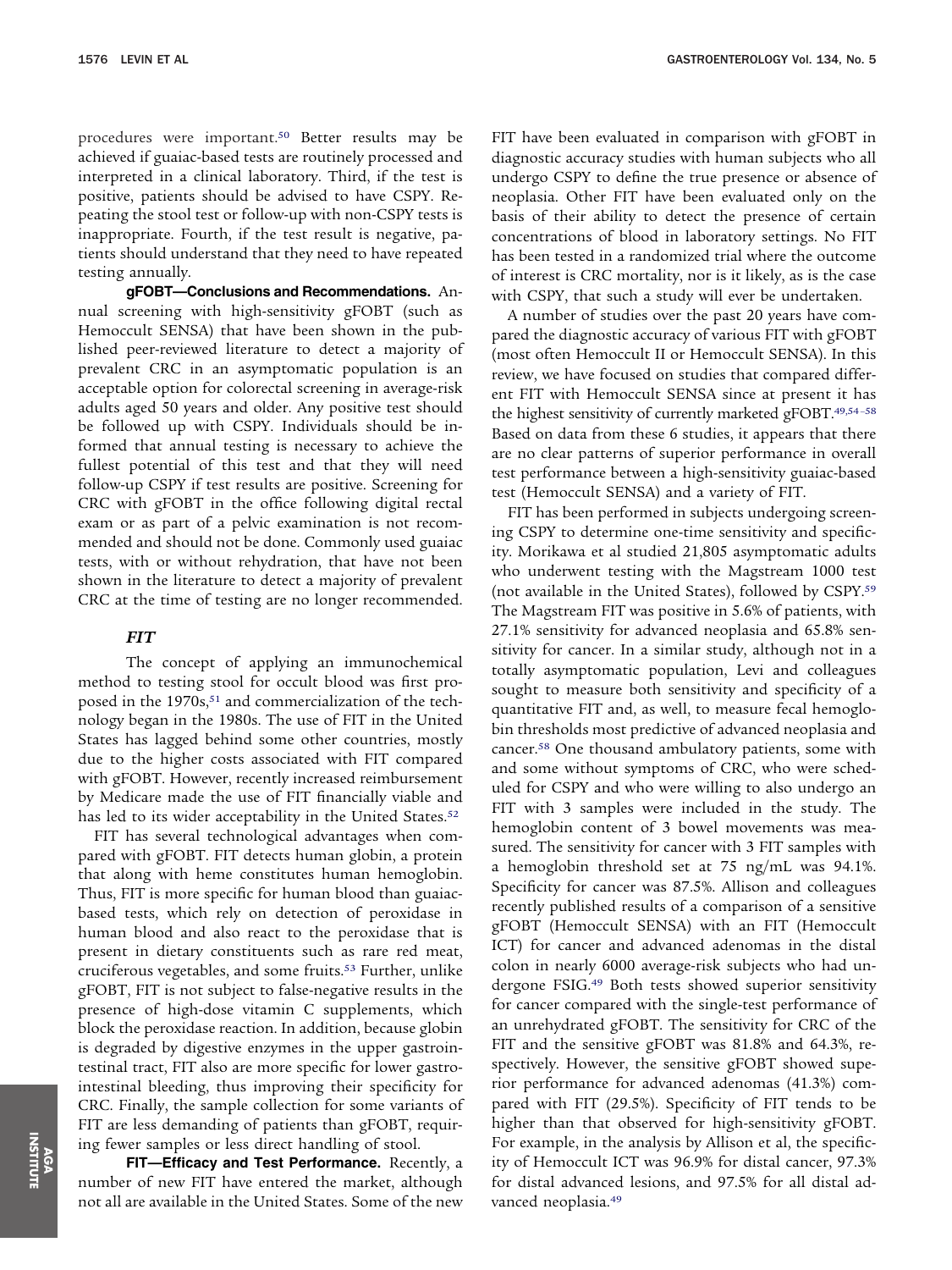procedures were important.[50] Better results may be achieved if guaiac-based tests are routinely processed and interpreted in a clinical laboratory. Third, if the test is positive, patients should be advised to have CSPY. Repeating the stool test or follow-up with non-CSPY tests is inappropriate. Fourth, if the test result is negative, patients should understand that they need to have repeated testing annually.

**gFOBT—Conclusions and Recommendations.** Annual screening with high-sensitivity gFOBT (such as Hemoccult SENSA) that have been shown in the published peer-reviewed literature to detect a majority of prevalent CRC in an asymptomatic population is an acceptable option for colorectal screening in average-risk adults aged 50 years and older. Any positive test should be followed up with CSPY. Individuals should be informed that annual testing is necessary to achieve the fullest potential of this test and that they will need follow-up CSPY if test results are positive. Screening for CRC with gFOBT in the office following digital rectal exam or as part of a pelvic examination is not recommended and should not be done. Commonly used guaiac tests, with or without rehydration, that have not been shown in the literature to detect a majority of prevalent CRC at the time of testing are no longer recommended.

### *FIT*

The concept of applying an immunochemical method to testing stool for occult blood was first proposed in the 1970s,[51] and commercialization of the technology began in the 1980s. The use of FIT in the United States has lagged behind some other countries, mostly due to the higher costs associated with FIT compared with gFOBT. However, recently increased reimbursement by Medicare made the use of FIT financially viable and has led to its wider acceptability in the United States.[52]

FIT has several technological advantages when compared with gFOBT. FIT detects human globin, a protein that along with heme constitutes human hemoglobin. Thus, FIT is more specific for human blood than guaiac-based tests, which rely on detection of peroxidase in human blood and also react to the peroxidase that is present in dietary constituents such as rare red meat, cruciferous vegetables, and some fruits.[53] Further, unlike gFOBT, FIT is not subject to false-negative results in the presence of high-dose vitamin C supplements, which block the peroxidase reaction. In addition, because globin is degraded by digestive enzymes in the upper gastrointestinal tract, FIT also are more specific for lower gastrointestinal bleeding, thus improving their specificity for CRC. Finally, the sample collection for some variants of FIT are less demanding of patients than gFOBT, requiring fewer samples or less direct handling of stool.

**FIT—Efficacy and Test Performance.** Recently, a number of new FIT have entered the market, although not all are available in the United States. Some of the new FIT have been evaluated in comparison with gFOBT in diagnostic accuracy studies with human subjects who all undergo CSPY to define the true presence or absence of neoplasia. Other FIT have been evaluated only on the basis of their ability to detect the presence of certain concentrations of blood in laboratory settings. No FIT has been tested in a randomized trial where the outcome of interest is CRC mortality, nor is it likely, as is the case with CSPY, that such a study will ever be undertaken.

A number of studies over the past 20 years have compared the diagnostic accuracy of various FIT with gFOBT (most often Hemoccult II or Hemoccult SENSA). In this review, we have focused on studies that compared different FIT with Hemoccult SENSA since at present it has the highest sensitivity of currently marketed gFOBT.[49,54–58] Based on data from these 6 studies, it appears that there are no clear patterns of superior performance in overall test performance between a high-sensitivity guaiac-based test (Hemoccult SENSA) and a variety of FIT.

FIT has been performed in subjects undergoing screening CSPY to determine one-time sensitivity and specificity. Morikawa et al studied 21,805 asymptomatic adults who underwent testing with the Magstream 1000 test (not available in the United States), followed by CSPY.[59] The Magstream FIT was positive in 5.6% of patients, with 27.1% sensitivity for advanced neoplasia and 65.8% sensitivity for cancer. In a similar study, although not in a totally asymptomatic population, Levi and colleagues sought to measure both sensitivity and specificity of a quantitative FIT and, as well, to measure fecal hemoglobin thresholds most predictive of advanced neoplasia and cancer.[58] One thousand ambulatory patients, some with and some without symptoms of CRC, who were scheduled for CSPY and who were willing to also undergo an FIT with 3 samples were included in the study. The hemoglobin content of 3 bowel movements was measured. The sensitivity for cancer with 3 FIT samples with a hemoglobin threshold set at 75 ng/mL was 94.1%. Specificity for cancer was 87.5%. Allison and colleagues recently published results of a comparison of a sensitive gFOBT (Hemoccult SENSA) with an FIT (Hemoccult ICT) for cancer and advanced adenomas in the distal colon in nearly 6000 average-risk subjects who had undergone FSIG.[49] Both tests showed superior sensitivity for cancer compared with the single-test performance of an unrehydrated gFOBT. The sensitivity for CRC of the FIT and the sensitive gFOBT was 81.8% and 64.3%, respectively. However, the sensitive gFOBT showed superior performance for advanced adenomas (41.3%) compared with FIT (29.5%). Specificity of FIT tends to be higher than that observed for high-sensitivity gFOBT. For example, in the analysis by Allison et al, the specificity of Hemoccult ICT was 96.9% for distal cancer, 97.3% for distal advanced lesions, and 97.5% for all distal advanced neoplasia.[49]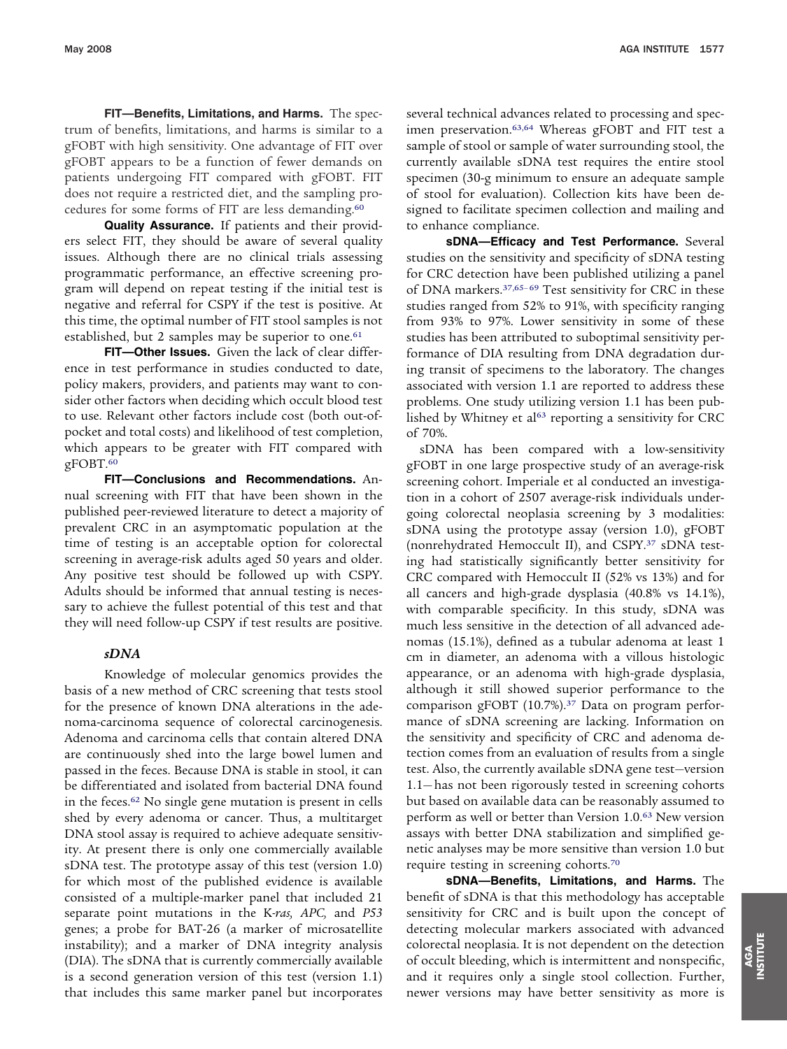**FIT—Benefits, Limitations, and Harms.** The spectrum of benefits, limitations, and harms is similar to a gFOBT with high sensitivity. One advantage of FIT over gFOBT appears to be a function of fewer demands on patients undergoing FIT compared with gFOBT. FIT does not require a restricted diet, and the sampling procedures for some forms of FIT are less demanding.[60]

**Quality Assurance.** If patients and their providers select FIT, they should be aware of several quality issues. Although there are no clinical trials assessing programmatic performance, an effective screening program will depend on repeat testing if the initial test is negative and referral for CSPY if the test is positive. At this time, the optimal number of FIT stool samples is not established, but 2 samples may be superior to one.[61]

**FIT—Other Issues.** Given the lack of clear difference in test performance in studies conducted to date, policy makers, providers, and patients may want to consider other factors when deciding which occult blood test to use. Relevant other factors include cost (both out-of-pocket and total costs) and likelihood of test completion, which appears to be greater with FIT compared with gFOBT.[60]

**FIT—Conclusions and Recommendations.** Annual screening with FIT that have been shown in the published peer-reviewed literature to detect a majority of prevalent CRC in an asymptomatic population at the time of testing is an acceptable option for colorectal screening in average-risk adults aged 50 years and older. Any positive test should be followed up with CSPY. Adults should be informed that annual testing is necessary to achieve the fullest potential of this test and that they will need follow-up CSPY if test results are positive.

### *sDNA*

Knowledge of molecular genomics provides the basis of a new method of CRC screening that tests stool for the presence of known DNA alterations in the adenoma-carcinoma sequence of colorectal carcinogenesis. Adenoma and carcinoma cells that contain altered DNA are continuously shed into the large bowel lumen and passed in the feces. Because DNA is stable in stool, it can be differentiated and isolated from bacterial DNA found in the feces.[62] No single gene mutation is present in cells shed by every adenoma or cancer. Thus, a multitarget DNA stool assay is required to achieve adequate sensitivity. At present there is only one commercially available sDNA test. The prototype assay of this test (version 1.0) for which most of the published evidence is available consisted of a multiple-marker panel that included 21 separate point mutations in the K-*ras, APC,* and *P53* genes; a probe for BAT-26 (a marker of microsatellite instability); and a marker of DNA integrity analysis (DIA). The sDNA that is currently commercially available is a second generation version of this test (version 1.1) that includes this same marker panel but incorporates several technical advances related to processing and specimen preservation.[63,64] Whereas gFOBT and FIT test a sample of stool or sample of water surrounding stool, the currently available sDNA test requires the entire stool specimen (30-g minimum to ensure an adequate sample of stool for evaluation). Collection kits have been designed to facilitate specimen collection and mailing and to enhance compliance.

**sDNA—Efficacy and Test Performance.** Several studies on the sensitivity and specificity of sDNA testing for CRC detection have been published utilizing a panel of DNA markers.[37,65–69] Test sensitivity for CRC in these studies ranged from 52% to 91%, with specificity ranging from 93% to 97%. Lower sensitivity in some of these studies has been attributed to suboptimal sensitivity performance of DIA resulting from DNA degradation during transit of specimens to the laboratory. The changes associated with version 1.1 are reported to address these problems. One study utilizing version 1.1 has been published by Whitney et al[63] reporting a sensitivity for CRC of 70%.

sDNA has been compared with a low-sensitivity gFOBT in one large prospective study of an average-risk screening cohort. Imperiale et al conducted an investigation in a cohort of 2507 average-risk individuals undergoing colorectal neoplasia screening by 3 modalities: sDNA using the prototype assay (version 1.0), gFOBT (nonrehydrated Hemoccult II), and CSPY.[37] sDNA testing had statistically significantly better sensitivity for CRC compared with Hemoccult II (52% vs 13%) and for all cancers and high-grade dysplasia (40.8% vs 14.1%), with comparable specificity. In this study, sDNA was much less sensitive in the detection of all advanced adenomas (15.1%), defined as a tubular adenoma at least 1 cm in diameter, an adenoma with a villous histologic appearance, or an adenoma with high-grade dysplasia, although it still showed superior performance to the comparison gFOBT (10.7%).[37] Data on program performance of sDNA screening are lacking. Information on the sensitivity and specificity of CRC and adenoma detection comes from an evaluation of results from a single test. Also, the currently available sDNA gene test—version 1.1—has not been rigorously tested in screening cohorts but based on available data can be reasonably assumed to perform as well or better than Version 1.0.[63] New version assays with better DNA stabilization and simplified genetic analyses may be more sensitive than version 1.0 but require testing in screening cohorts.[70]

**sDNA—Benefits, Limitations, and Harms.** The benefit of sDNA is that this methodology has acceptable sensitivity for CRC and is built upon the concept of detecting molecular markers associated with advanced colorectal neoplasia. It is not dependent on the detection of occult bleeding, which is intermittent and nonspecific, and it requires only a single stool collection. Further, newer versions may have better sensitivity as more is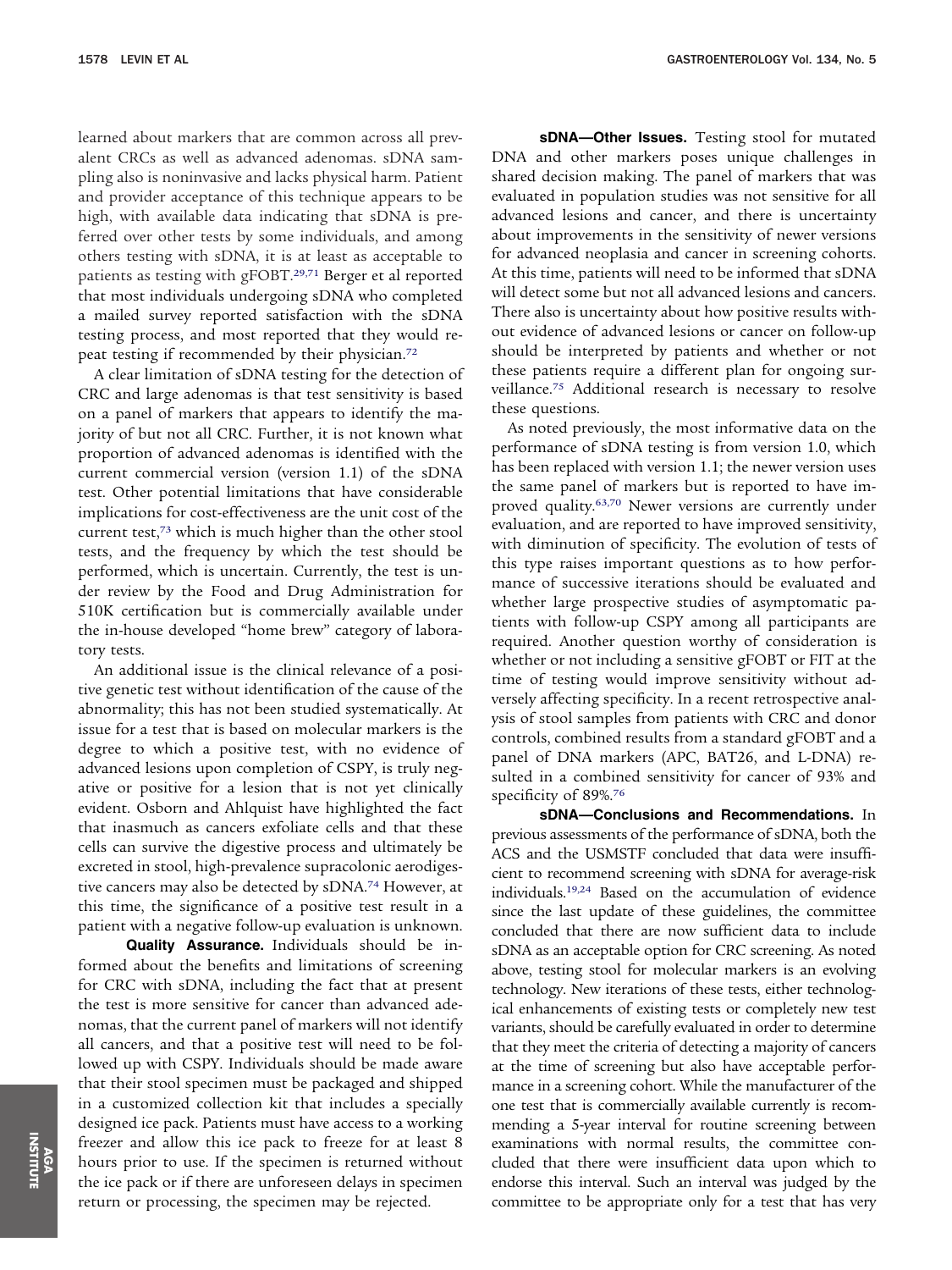learned about markers that are common across all prevalent CRCs as well as advanced adenomas. sDNA sampling also is noninvasive and lacks physical harm. Patient and provider acceptance of this technique appears to be high, with available data indicating that sDNA is preferred over other tests by some individuals, and among others testing with sDNA, it is at least as acceptable to patients as testing with gFOBT.[29,71] Berger et al reported that most individuals undergoing sDNA who completed a mailed survey reported satisfaction with the sDNA testing process, and most reported that they would repeat testing if recommended by their physician.[72]

A clear limitation of sDNA testing for the detection of CRC and large adenomas is that test sensitivity is based on a panel of markers that appears to identify the majority of but not all CRC. Further, it is not known what proportion of advanced adenomas is identified with the current commercial version (version 1.1) of the sDNA test. Other potential limitations that have considerable implications for cost-effectiveness are the unit cost of the current test,[73] which is much higher than the other stool tests, and the frequency by which the test should be performed, which is uncertain. Currently, the test is under review by the Food and Drug Administration for 510K certification but is commercially available under the in-house developed "home brew" category of laboratory tests.

An additional issue is the clinical relevance of a positive genetic test without identification of the cause of the abnormality; this has not been studied systematically. At issue for a test that is based on molecular markers is the degree to which a positive test, with no evidence of advanced lesions upon completion of CSPY, is truly negative or positive for a lesion that is not yet clinically evident. Osborn and Ahlquist have highlighted the fact that inasmuch as cancers exfoliate cells and that these cells can survive the digestive process and ultimately be excreted in stool, high-prevalence supracolonic aerodigestive cancers may also be detected by sDNA.[74] However, at this time, the significance of a positive test result in a patient with a negative follow-up evaluation is unknown.

**Quality Assurance.** Individuals should be informed about the benefits and limitations of screening for CRC with sDNA, including the fact that at present the test is more sensitive for cancer than advanced adenomas, that the current panel of markers will not identify all cancers, and that a positive test will need to be followed up with CSPY. Individuals should be made aware that their stool specimen must be packaged and shipped in a customized collection kit that includes a specially designed ice pack. Patients must have access to a working freezer and allow this ice pack to freeze for at least 8 hours prior to use. If the specimen is returned without the ice pack or if there are unforeseen delays in specimen return or processing, the specimen may be rejected.

**sDNA—Other Issues.** Testing stool for mutated DNA and other markers poses unique challenges in shared decision making. The panel of markers that was evaluated in population studies was not sensitive for all advanced lesions and cancer, and there is uncertainty about improvements in the sensitivity of newer versions for advanced neoplasia and cancer in screening cohorts. At this time, patients will need to be informed that sDNA will detect some but not all advanced lesions and cancers. There also is uncertainty about how positive results without evidence of advanced lesions or cancer on follow-up should be interpreted by patients and whether or not these patients require a different plan for ongoing surveillance.[75] Additional research is necessary to resolve these questions.

As noted previously, the most informative data on the performance of sDNA testing is from version 1.0, which has been replaced with version 1.1; the newer version uses the same panel of markers but is reported to have improved quality.[63,70] Newer versions are currently under evaluation, and are reported to have improved sensitivity, with diminution of specificity. The evolution of tests of this type raises important questions as to how performance of successive iterations should be evaluated and whether large prospective studies of asymptomatic patients with follow-up CSPY among all participants are required. Another question worthy of consideration is whether or not including a sensitive gFOBT or FIT at the time of testing would improve sensitivity without adversely affecting specificity. In a recent retrospective analysis of stool samples from patients with CRC and donor controls, combined results from a standard gFOBT and a panel of DNA markers (APC, BAT26, and L-DNA) resulted in a combined sensitivity for cancer of 93% and specificity of 89%.[76]

**sDNA—Conclusions and Recommendations.** In previous assessments of the performance of sDNA, both the ACS and the USMSTF concluded that data were insufficient to recommend screening with sDNA for average-risk individuals.[19,24] Based on the accumulation of evidence since the last update of these guidelines, the committee concluded that there are now sufficient data to include sDNA as an acceptable option for CRC screening. As noted above, testing stool for molecular markers is an evolving technology. New iterations of these tests, either technological enhancements of existing tests or completely new test variants, should be carefully evaluated in order to determine that they meet the criteria of detecting a majority of cancers at the time of screening but also have acceptable performance in a screening cohort. While the manufacturer of the one test that is commercially available currently is recommending a 5-year interval for routine screening between examinations with normal results, the committee concluded that there were insufficient data upon which to endorse this interval. Such an interval was judged by the committee to be appropriate only for a test that has very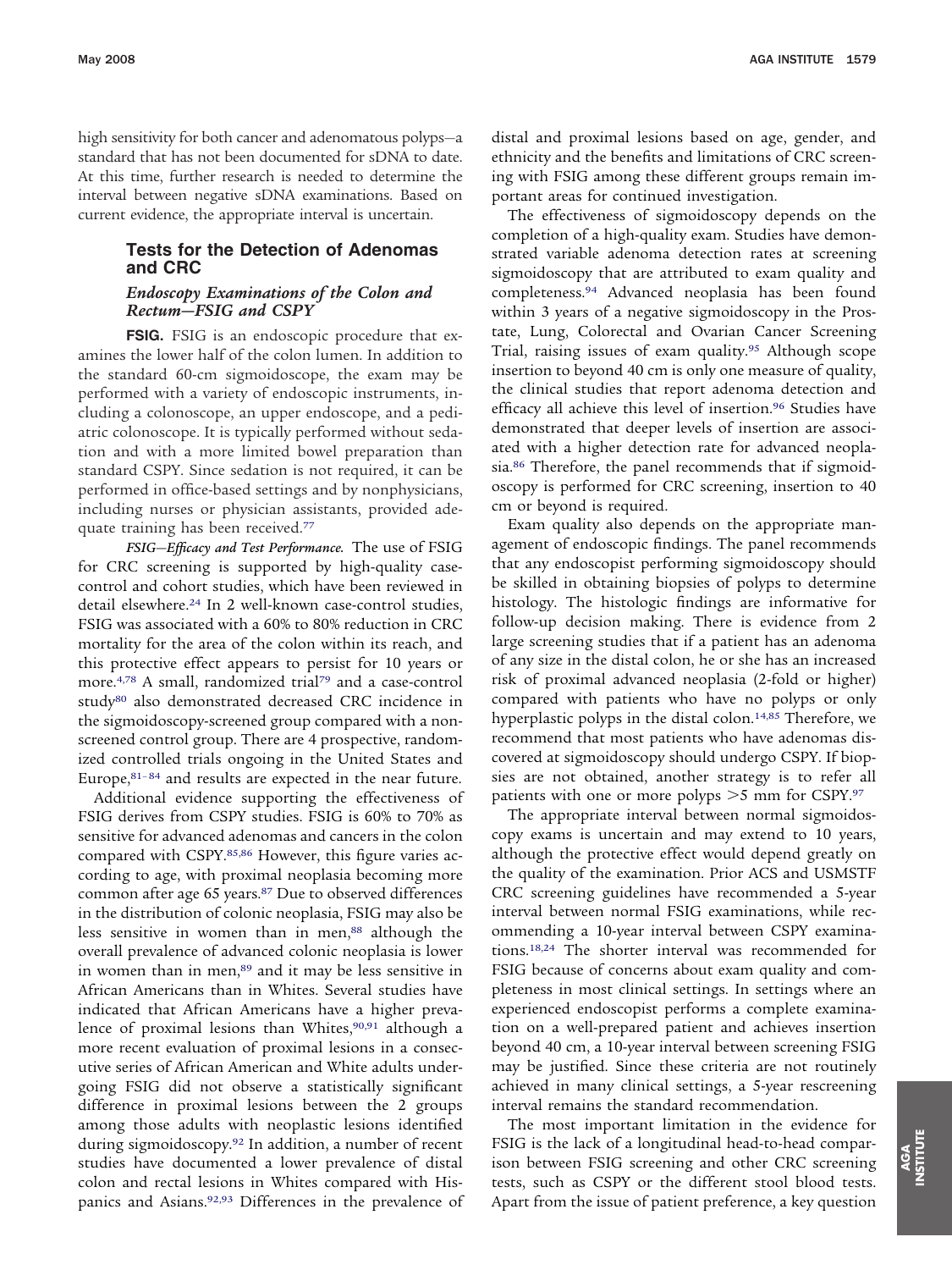high sensitivity for both cancer and adenomatous polyps—a standard that has not been documented for sDNA to date. At this time, further research is needed to determine the interval between negative sDNA examinations. Based on current evidence, the appropriate interval is uncertain.

## Tests for the Detection of Adenomas and CRC

### *Endoscopy Examinations of the Colon and Rectum—FSIG and CSPY*

**FSIG.** FSIG is an endoscopic procedure that examines the lower half of the colon lumen. In addition to the standard 60-cm sigmoidoscope, the exam may be performed with a variety of endoscopic instruments, including a colonoscope, an upper endoscope, and a pediatric colonoscope. It is typically performed without sedation and with a more limited bowel preparation than standard CSPY. Since sedation is not required, it can be performed in office-based settings and by nonphysicians, including nurses or physician assistants, provided adequate training has been received.[77]

*FSIG—Efficacy and Test Performance.* The use of FSIG for CRC screening is supported by high-quality case-control and cohort studies, which have been reviewed in detail elsewhere.[24] In 2 well-known case-control studies, FSIG was associated with a 60% to 80% reduction in CRC mortality for the area of the colon within its reach, and this protective effect appears to persist for 10 years or more.[4,78] A small, randomized trial[79] and a case-control study[80] also demonstrated decreased CRC incidence in the sigmoidoscopy-screened group compared with a nonscreened control group. There are 4 prospective, randomized controlled trials ongoing in the United States and Europe,[81–84] and results are expected in the near future.

Additional evidence supporting the effectiveness of FSIG derives from CSPY studies. FSIG is 60% to 70% as sensitive for advanced adenomas and cancers in the colon compared with CSPY.[85,86] However, this figure varies according to age, with proximal neoplasia becoming more common after age 65 years.[87] Due to observed differences in the distribution of colonic neoplasia, FSIG may also be less sensitive in women than in men,[88] although the overall prevalence of advanced colonic neoplasia is lower in women than in men,[89] and it may be less sensitive in African Americans than in Whites. Several studies have indicated that African Americans have a higher prevalence of proximal lesions than Whites,[90,91] although a more recent evaluation of proximal lesions in a consecutive series of African American and White adults undergoing FSIG did not observe a statistically significant difference in proximal lesions between the 2 groups among those adults with neoplastic lesions identified during sigmoidoscopy.[92] In addition, a number of recent studies have documented a lower prevalence of distal colon and rectal lesions in Whites compared with Hispanics and Asians.[92,93] Differences in the prevalence of distal and proximal lesions based on age, gender, and ethnicity and the benefits and limitations of CRC screening with FSIG among these different groups remain important areas for continued investigation.

The effectiveness of sigmoidoscopy depends on the completion of a high-quality exam. Studies have demonstrated variable adenoma detection rates at screening sigmoidoscopy that are attributed to exam quality and completeness.[94] Advanced neoplasia has been found within 3 years of a negative sigmoidoscopy in the Prostate, Lung, Colorectal and Ovarian Cancer Screening Trial, raising issues of exam quality.[95] Although scope insertion to beyond 40 cm is only one measure of quality, the clinical studies that report adenoma detection and efficacy all achieve this level of insertion.[96] Studies have demonstrated that deeper levels of insertion are associated with a higher detection rate for advanced neoplasia.[86] Therefore, the panel recommends that if sigmoidoscopy is performed for CRC screening, insertion to 40 cm or beyond is required.

Exam quality also depends on the appropriate management of endoscopic findings. The panel recommends that any endoscopist performing sigmoidoscopy should be skilled in obtaining biopsies of polyps to determine histology. The histologic findings are informative for follow-up decision making. There is evidence from 2 large screening studies that if a patient has an adenoma of any size in the distal colon, he or she has an increased risk of proximal advanced neoplasia (2-fold or higher) compared with patients who have no polyps or only hyperplastic polyps in the distal colon.[14,85] Therefore, we recommend that most patients who have adenomas discovered at sigmoidoscopy should undergo CSPY. If biopsies are not obtained, another strategy is to refer all patients with one or more polyps >5 mm for CSPY.[97]

The appropriate interval between normal sigmoidoscopy exams is uncertain and may extend to 10 years, although the protective effect would depend greatly on the quality of the examination. Prior ACS and USMSTF CRC screening guidelines have recommended a 5-year interval between normal FSIG examinations, while recommending a 10-year interval between CSPY examinations.[18,24] The shorter interval was recommended for FSIG because of concerns about exam quality and completeness in most clinical settings. In settings where an experienced endoscopist performs a complete examination on a well-prepared patient and achieves insertion beyond 40 cm, a 10-year interval between screening FSIG may be justified. Since these criteria are not routinely achieved in many clinical settings, a 5-year rescreening interval remains the standard recommendation.

The most important limitation in the evidence for FSIG is the lack of a longitudinal head-to-head comparison between FSIG screening and other CRC screening tests, such as CSPY or the different stool blood tests. Apart from the issue of patient preference, a key question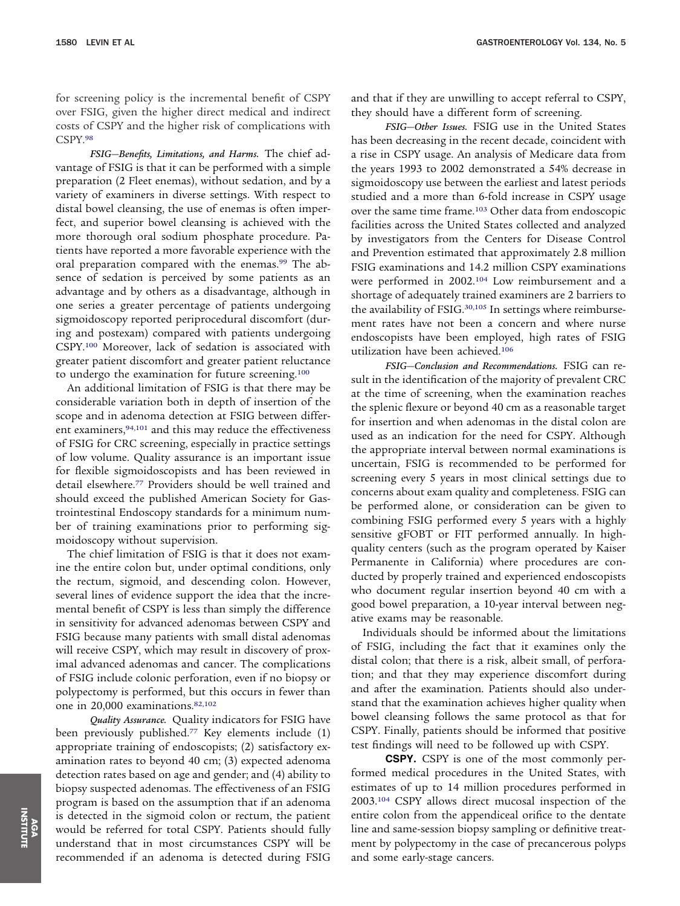for screening policy is the incremental benefit of CSPY over FSIG, given the higher direct medical and indirect costs of CSPY and the higher risk of complications with CSPY.[98]

*FSIG—Benefits, Limitations, and Harms.* The chief advantage of FSIG is that it can be performed with a simple preparation (2 Fleet enemas), without sedation, and by a variety of examiners in diverse settings. With respect to distal bowel cleansing, the use of enemas is often imperfect, and superior bowel cleansing is achieved with the more thorough oral sodium phosphate procedure. Patients have reported a more favorable experience with the oral preparation compared with the enemas.[99] The absence of sedation is perceived by some patients as an advantage and by others as a disadvantage, although in one series a greater percentage of patients undergoing sigmoidoscopy reported periprocedural discomfort (during and postexam) compared with patients undergoing CSPY.[100] Moreover, lack of sedation is associated with greater patient discomfort and greater patient reluctance to undergo the examination for future screening.[100]

An additional limitation of FSIG is that there may be considerable variation both in depth of insertion of the scope and in adenoma detection at FSIG between different examiners,[94,101] and this may reduce the effectiveness of FSIG for CRC screening, especially in practice settings of low volume. Quality assurance is an important issue for flexible sigmoidoscopists and has been reviewed in detail elsewhere.[77] Providers should be well trained and should exceed the published American Society for Gastrointestinal Endoscopy standards for a minimum number of training examinations prior to performing sigmoidoscopy without supervision.

The chief limitation of FSIG is that it does not examine the entire colon but, under optimal conditions, only the rectum, sigmoid, and descending colon. However, several lines of evidence support the idea that the incremental benefit of CSPY is less than simply the difference in sensitivity for advanced adenomas between CSPY and FSIG because many patients with small distal adenomas will receive CSPY, which may result in discovery of proximal advanced adenomas and cancer. The complications of FSIG include colonic perforation, even if no biopsy or polypectomy is performed, but this occurs in fewer than one in 20,000 examinations.[82,102]

***Quality Assurance.*** Quality indicators for FSIG have been previously published.[77] Key elements include (1) appropriate training of endoscopists; (2) satisfactory examination rates to beyond 40 cm; (3) expected adenoma detection rates based on age and gender; and (4) ability to biopsy suspected adenomas. The effectiveness of an FSIG program is based on the assumption that if an adenoma is detected in the sigmoid colon or rectum, the patient would be referred for total CSPY. Patients should fully understand that in most circumstances CSPY will be recommended if an adenoma is detected during FSIG and that if they are unwilling to accept referral to CSPY, they should have a different form of screening.

*FSIG—Other Issues.* FSIG use in the United States has been decreasing in the recent decade, coincident with a rise in CSPY usage. An analysis of Medicare data from the years 1993 to 2002 demonstrated a 54% decrease in sigmoidoscopy use between the earliest and latest periods studied and a more than 6-fold increase in CSPY usage over the same time frame.[103] Other data from endoscopic facilities across the United States collected and analyzed by investigators from the Centers for Disease Control and Prevention estimated that approximately 2.8 million FSIG examinations and 14.2 million CSPY examinations were performed in 2002.[104] Low reimbursement and a shortage of adequately trained examiners are 2 barriers to the availability of FSIG.[30,105] In settings where reimbursement rates have not been a concern and where nurse endoscopists have been employed, high rates of FSIG utilization have been achieved.[106]

*FSIG—Conclusion and Recommendations.* FSIG can result in the identification of the majority of prevalent CRC at the time of screening, when the examination reaches the splenic flexure or beyond 40 cm as a reasonable target for insertion and when adenomas in the distal colon are used as an indication for the need for CSPY. Although the appropriate interval between normal examinations is uncertain, FSIG is recommended to be performed for screening every 5 years in most clinical settings due to concerns about exam quality and completeness. FSIG can be performed alone, or consideration can be given to combining FSIG performed every 5 years with a highly sensitive gFOBT or FIT performed annually. In high-quality centers (such as the program operated by Kaiser Permanente in California) where procedures are conducted by properly trained and experienced endoscopists who document regular insertion beyond 40 cm with a good bowel preparation, a 10-year interval between negative exams may be reasonable.

Individuals should be informed about the limitations of FSIG, including the fact that it examines only the distal colon; that there is a risk, albeit small, of perforation; and that they may experience discomfort during and after the examination. Patients should also understand that the examination achieves higher quality when bowel cleansing follows the same protocol as that for CSPY. Finally, patients should be informed that positive test findings will need to be followed up with CSPY.

**CSPY.** CSPY is one of the most commonly performed medical procedures in the United States, with estimates of up to 14 million procedures performed in 2003.[104] CSPY allows direct mucosal inspection of the entire colon from the appendiceal orifice to the dentate line and same-session biopsy sampling or definitive treatment by polypectomy in the case of precancerous polyps and some early-stage cancers.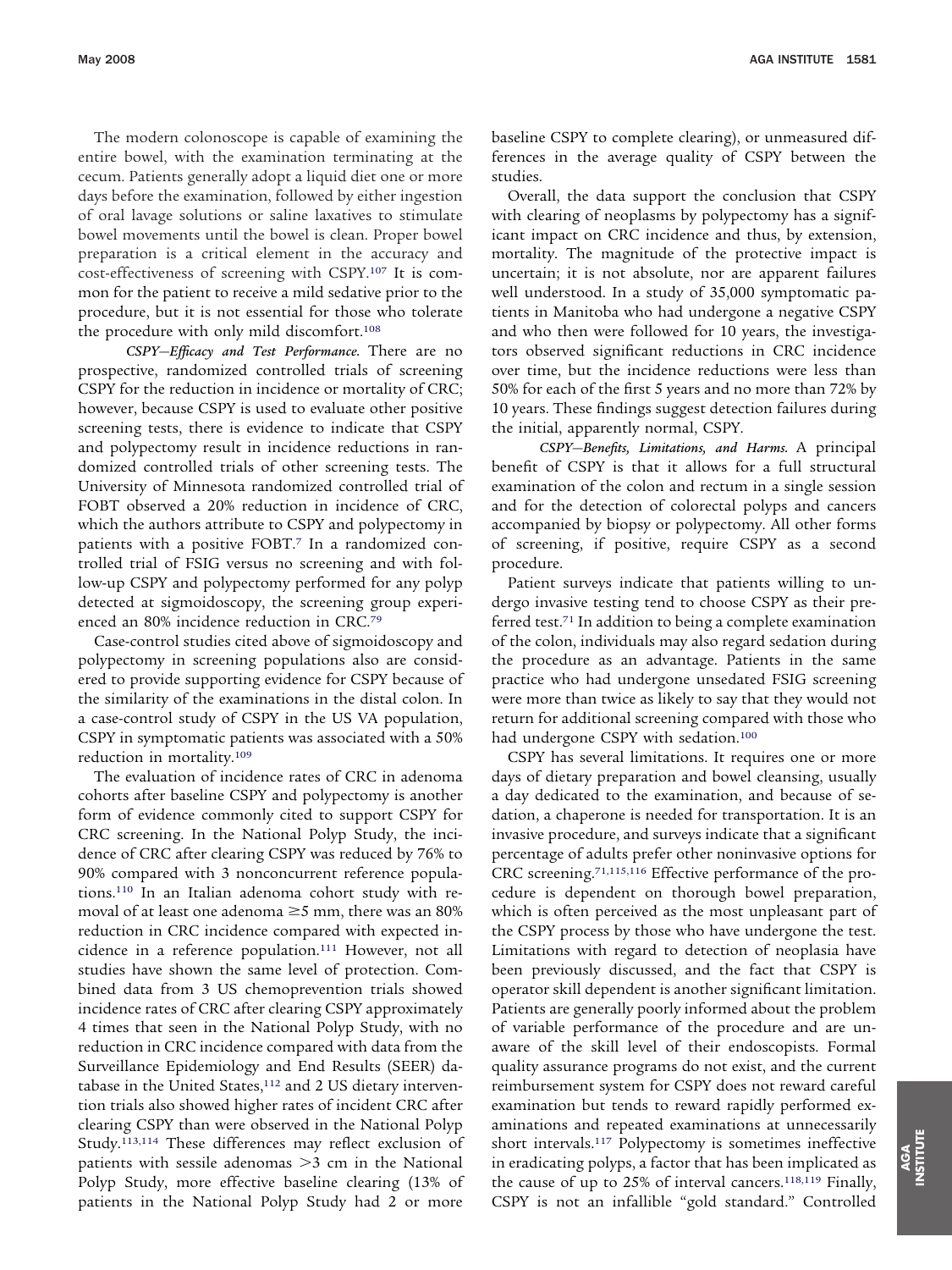The modern colonoscope is capable of examining the entire bowel, with the examination terminating at the cecum. Patients generally adopt a liquid diet one or more days before the examination, followed by either ingestion of oral lavage solutions or saline laxatives to stimulate bowel movements until the bowel is clean. Proper bowel preparation is a critical element in the accuracy and cost-effectiveness of screening with CSPY.[107] It is common for the patient to receive a mild sedative prior to the procedure, but it is not essential for those who tolerate the procedure with only mild discomfort.[108]

*CSPY—Efficacy and Test Performance.* There are no prospective, randomized controlled trials of screening CSPY for the reduction in incidence or mortality of CRC; however, because CSPY is used to evaluate other positive screening tests, there is evidence to indicate that CSPY and polypectomy result in incidence reductions in randomized controlled trials of other screening tests. The University of Minnesota randomized controlled trial of FOBT observed a 20% reduction in incidence of CRC, which the authors attribute to CSPY and polypectomy in patients with a positive FOBT.[7] In a randomized controlled trial of FSIG versus no screening and with follow-up CSPY and polypectomy performed for any polyp detected at sigmoidoscopy, the screening group experienced an 80% incidence reduction in CRC.[79]

Case-control studies cited above of sigmoidoscopy and polypectomy in screening populations also are considered to provide supporting evidence for CSPY because of the similarity of the examinations in the distal colon. In a case-control study of CSPY in the US VA population, CSPY in symptomatic patients was associated with a 50% reduction in mortality.[109]

The evaluation of incidence rates of CRC in adenoma cohorts after baseline CSPY and polypectomy is another form of evidence commonly cited to support CSPY for CRC screening. In the National Polyp Study, the incidence of CRC after clearing CSPY was reduced by 76% to 90% compared with 3 nonconcurrent reference populations.[110] In an Italian adenoma cohort study with removal of at least one adenoma ≥5 mm, there was an 80% reduction in CRC incidence compared with expected incidence in a reference population.[111] However, not all studies have shown the same level of protection. Combined data from 3 US chemoprevention trials showed incidence rates of CRC after clearing CSPY approximately 4 times that seen in the National Polyp Study, with no reduction in CRC incidence compared with data from the Surveillance Epidemiology and End Results (SEER) database in the United States,[112] and 2 US dietary intervention trials also showed higher rates of incident CRC after clearing CSPY than were observed in the National Polyp Study.[113,114] These differences may reflect exclusion of patients with sessile adenomas >3 cm in the National Polyp Study, more effective baseline clearing (13% of patients in the National Polyp Study had 2 or more baseline CSPY to complete clearing), or unmeasured differences in the average quality of CSPY between the studies.

Overall, the data support the conclusion that CSPY with clearing of neoplasms by polypectomy has a significant impact on CRC incidence and thus, by extension, mortality. The magnitude of the protective impact is uncertain; it is not absolute, nor are apparent failures well understood. In a study of 35,000 symptomatic patients in Manitoba who had undergone a negative CSPY and who then were followed for 10 years, the investigators observed significant reductions in CRC incidence over time, but the incidence reductions were less than 50% for each of the first 5 years and no more than 72% by 10 years. These findings suggest detection failures during the initial, apparently normal, CSPY.

*CSPY—Benefits, Limitations, and Harms.* A principal benefit of CSPY is that it allows for a full structural examination of the colon and rectum in a single session and for the detection of colorectal polyps and cancers accompanied by biopsy or polypectomy. All other forms of screening, if positive, require CSPY as a second procedure.

Patient surveys indicate that patients willing to undergo invasive testing tend to choose CSPY as their preferred test.[71] In addition to being a complete examination of the colon, individuals may also regard sedation during the procedure as an advantage. Patients in the same practice who had undergone unsedated FSIG screening were more than twice as likely to say that they would not return for additional screening compared with those who had undergone CSPY with sedation.[100]

CSPY has several limitations. It requires one or more days of dietary preparation and bowel cleansing, usually a day dedicated to the examination, and because of sedation, a chaperone is needed for transportation. It is an invasive procedure, and surveys indicate that a significant percentage of adults prefer other noninvasive options for CRC screening.[71,115,116] Effective performance of the procedure is dependent on thorough bowel preparation, which is often perceived as the most unpleasant part of the CSPY process by those who have undergone the test. Limitations with regard to detection of neoplasia have been previously discussed, and the fact that CSPY is operator skill dependent is another significant limitation. Patients are generally poorly informed about the problem of variable performance of the procedure and are unaware of the skill level of their endoscopists. Formal quality assurance programs do not exist, and the current reimbursement system for CSPY does not reward careful examination but tends to reward rapidly performed examinations and repeated examinations at unnecessarily short intervals.[117] Polypectomy is sometimes ineffective in eradicating polyps, a factor that has been implicated as the cause of up to 25% of interval cancers.[118,119] Finally, CSPY is not an infallible "gold standard." Controlled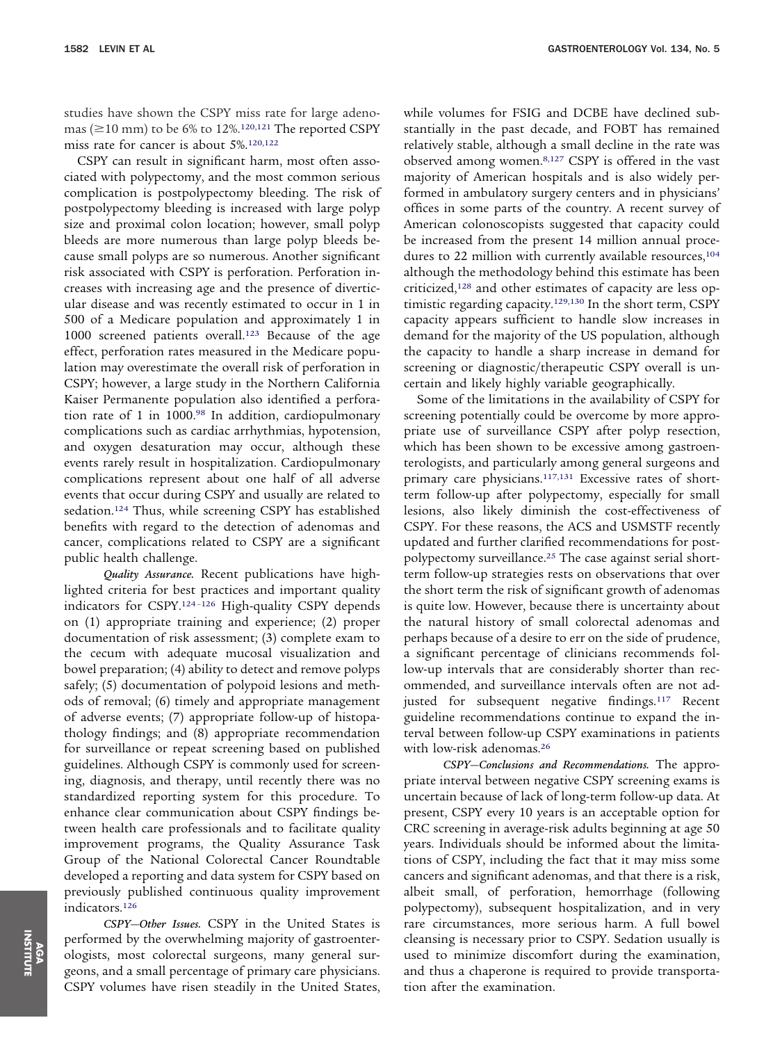studies have shown the CSPY miss rate for large adenomas (≥10 mm) to be 6% to 12%.[120,121] The reported CSPY miss rate for cancer is about 5%.[120,122]

CSPY can result in significant harm, most often associated with polypectomy, and the most common serious complication is postpolypectomy bleeding. The risk of postpolypectomy bleeding is increased with large polyp size and proximal colon location; however, small polyp bleeds are more numerous than large polyp bleeds because small polyps are so numerous. Another significant risk associated with CSPY is perforation. Perforation increases with increasing age and the presence of diverticular disease and was recently estimated to occur in 1 in 500 of a Medicare population and approximately 1 in 1000 screened patients overall.[123] Because of the age effect, perforation rates measured in the Medicare population may overestimate the overall risk of perforation in CSPY; however, a large study in the Northern California Kaiser Permanente population also identified a perforation rate of 1 in 1000.[98] In addition, cardiopulmonary complications such as cardiac arrhythmias, hypotension, and oxygen desaturation may occur, although these events rarely result in hospitalization. Cardiopulmonary complications represent about one half of all adverse events that occur during CSPY and usually are related to sedation.[124] Thus, while screening CSPY has established benefits with regard to the detection of adenomas and cancer, complications related to CSPY are a significant public health challenge.

*Quality Assurance.* Recent publications have highlighted criteria for best practices and important quality indicators for CSPY.[124–126] High-quality CSPY depends on (1) appropriate training and experience; (2) proper documentation of risk assessment; (3) complete exam to the cecum with adequate mucosal visualization and bowel preparation; (4) ability to detect and remove polyps safely; (5) documentation of polypoid lesions and methods of removal; (6) timely and appropriate management of adverse events; (7) appropriate follow-up of histopathology findings; and (8) appropriate recommendation for surveillance or repeat screening based on published guidelines. Although CSPY is commonly used for screening, diagnosis, and therapy, until recently there was no standardized reporting system for this procedure. To enhance clear communication about CSPY findings between health care professionals and to facilitate quality improvement programs, the Quality Assurance Task Group of the National Colorectal Cancer Roundtable developed a reporting and data system for CSPY based on previously published continuous quality improvement indicators.[126]

*CSPY—Other Issues.* CSPY in the United States is performed by the overwhelming majority of gastroenterologists, most colorectal surgeons, many general surgeons, and a small percentage of primary care physicians. CSPY volumes have risen steadily in the United States, while volumes for FSIG and DCBE have declined substantially in the past decade, and FOBT has remained relatively stable, although a small decline in the rate was observed among women.[8,127] CSPY is offered in the vast majority of American hospitals and is also widely performed in ambulatory surgery centers and in physicians' offices in some parts of the country. A recent survey of American colonoscopists suggested that capacity could be increased from the present 14 million annual procedures to 22 million with currently available resources,[104] although the methodology behind this estimate has been criticized,[128] and other estimates of capacity are less optimistic regarding capacity.[129,130] In the short term, CSPY capacity appears sufficient to handle slow increases in demand for the majority of the US population, although the capacity to handle a sharp increase in demand for screening or diagnostic/therapeutic CSPY overall is uncertain and likely highly variable geographically.

Some of the limitations in the availability of CSPY for screening potentially could be overcome by more appropriate use of surveillance CSPY after polyp resection, which has been shown to be excessive among gastroenterologists, and particularly among general surgeons and primary care physicians.[117,131] Excessive rates of short-term follow-up after polypectomy, especially for small lesions, also likely diminish the cost-effectiveness of CSPY. For these reasons, the ACS and USMSTF recently updated and further clarified recommendations for postpolypectomy surveillance.[25] The case against serial short-term follow-up strategies rests on observations that over the short term the risk of significant growth of adenomas is quite low. However, because there is uncertainty about the natural history of small colorectal adenomas and perhaps because of a desire to err on the side of prudence, a significant percentage of clinicians recommends follow-up intervals that are considerably shorter than recommended, and surveillance intervals often are not adjusted for subsequent negative findings.[117] Recent guideline recommendations continue to expand the interval between follow-up CSPY examinations in patients with low-risk adenomas.[26]

*CSPY—Conclusions and Recommendations.* The appropriate interval between negative CSPY screening exams is uncertain because of lack of long-term follow-up data. At present, CSPY every 10 years is an acceptable option for CRC screening in average-risk adults beginning at age 50 years. Individuals should be informed about the limitations of CSPY, including the fact that it may miss some cancers and significant adenomas, and that there is a risk, albeit small, of perforation, hemorrhage (following polypectomy), subsequent hospitalization, and in very rare circumstances, more serious harm. A full bowel cleansing is necessary prior to CSPY. Sedation usually is used to minimize discomfort during the examination, and thus a chaperone is required to provide transportation after the examination.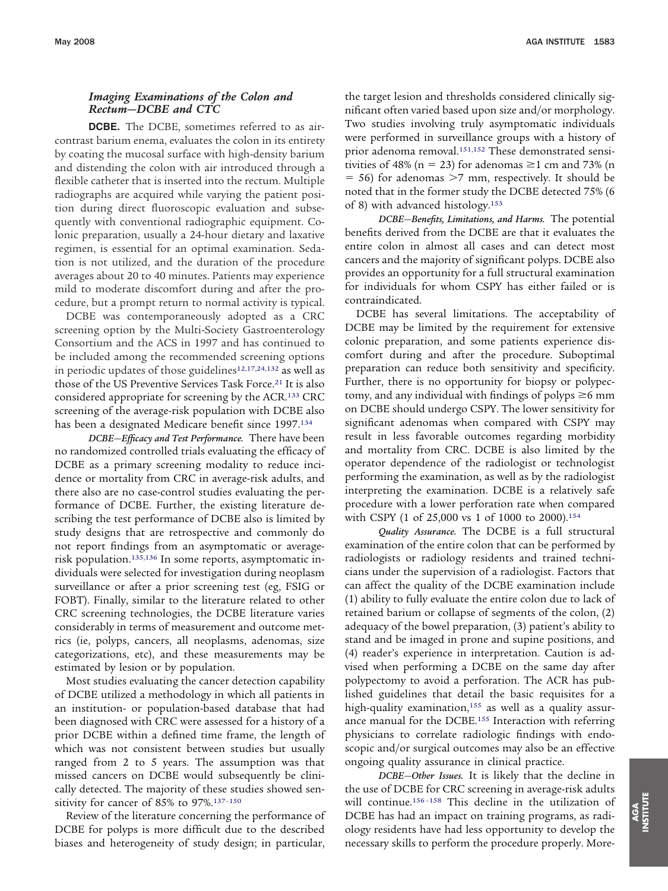### *Imaging Examinations of the Colon and Rectum—DCBE and CTC*

**DCBE.** The DCBE, sometimes referred to as air-contrast barium enema, evaluates the colon in its entirety by coating the mucosal surface with high-density barium and distending the colon with air introduced through a flexible catheter that is inserted into the rectum. Multiple radiographs are acquired while varying the patient position during direct fluoroscopic evaluation and subsequently with conventional radiographic equipment. Colonic preparation, usually a 24-hour dietary and laxative regimen, is essential for an optimal examination. Sedation is not utilized, and the duration of the procedure averages about 20 to 40 minutes. Patients may experience mild to moderate discomfort during and after the procedure, but a prompt return to normal activity is typical.

DCBE was contemporaneously adopted as a CRC screening option by the Multi-Society Gastroenterology Consortium and the ACS in 1997 and has continued to be included among the recommended screening options in periodic updates of those guidelines[12,17,24,132] as well as those of the US Preventive Services Task Force.[21] It is also considered appropriate for screening by the ACR.[133] CRC screening of the average-risk population with DCBE also has been a designated Medicare benefit since 1997.[134]

*DCBE—Efficacy and Test Performance.* There have been no randomized controlled trials evaluating the efficacy of DCBE as a primary screening modality to reduce incidence or mortality from CRC in average-risk adults, and there also are no case-control studies evaluating the performance of DCBE. Further, the existing literature describing the test performance of DCBE also is limited by study designs that are retrospective and commonly do not report findings from an asymptomatic or average-risk population.[135,136] In some reports, asymptomatic individuals were selected for investigation during neoplasm surveillance or after a prior screening test (eg, FSIG or FOBT). Finally, similar to the literature related to other CRC screening technologies, the DCBE literature varies considerably in terms of measurement and outcome metrics (ie, polyps, cancers, all neoplasms, adenomas, size categorizations, etc), and these measurements may be estimated by lesion or by population.

Most studies evaluating the cancer detection capability of DCBE utilized a methodology in which all patients in an institution- or population-based database that had been diagnosed with CRC were assessed for a history of a prior DCBE within a defined time frame, the length of which was not consistent between studies but usually ranged from 2 to 5 years. The assumption was that missed cancers on DCBE would subsequently be clinically detected. The majority of these studies showed sensitivity for cancer of 85% to 97%.[137–150]

Review of the literature concerning the performance of DCBE for polyps is more difficult due to the described biases and heterogeneity of study design; in particular, the target lesion and thresholds considered clinically significant often varied based upon size and/or morphology. Two studies involving truly asymptomatic individuals were performed in surveillance groups with a history of prior adenoma removal.[151,152] These demonstrated sensitivities of 48% ($n = 23$) for adenomas $\geq$1 cm and 73% ($n = 56$) for adenomas $>$7 mm, respectively. It should be noted that in the former study the DCBE detected 75% (6 of 8) with advanced histology.[153]

*DCBE—Benefits, Limitations, and Harms.* The potential benefits derived from the DCBE are that it evaluates the entire colon in almost all cases and can detect most cancers and the majority of significant polyps. DCBE also provides an opportunity for a full structural examination for individuals for whom CSPY has either failed or is contraindicated.

DCBE has several limitations. The acceptability of DCBE may be limited by the requirement for extensive colonic preparation, and some patients experience discomfort during and after the procedure. Suboptimal preparation can reduce both sensitivity and specificity. Further, there is no opportunity for biopsy or polypectomy, and any individual with findings of polyps $\geq$6 mm on DCBE should undergo CSPY. The lower sensitivity for significant adenomas when compared with CSPY may result in less favorable outcomes regarding morbidity and mortality from CRC. DCBE is also limited by the operator dependence of the radiologist or technologist performing the examination, as well as by the radiologist interpreting the examination. DCBE is a relatively safe procedure with a lower perforation rate when compared with CSPY (1 of 25,000 vs 1 of 1000 to 2000).[154]

*Quality Assurance.* The DCBE is a full structural examination of the entire colon that can be performed by radiologists or radiology residents and trained technicians under the supervision of a radiologist. Factors that can affect the quality of the DCBE examination include (1) ability to fully evaluate the entire colon due to lack of retained barium or collapse of segments of the colon, (2) adequacy of the bowel preparation, (3) patient's ability to stand and be imaged in prone and supine positions, and (4) reader's experience in interpretation. Caution is advised when performing a DCBE on the same day after polypectomy to avoid a perforation. The ACR has published guidelines that detail the basic requisites for a high-quality examination,[155] as well as a quality assurance manual for the DCBE.[155] Interaction with referring physicians to correlate radiologic findings with endoscopic and/or surgical outcomes may also be an effective ongoing quality assurance in clinical practice.

*DCBE—Other Issues.* It is likely that the decline in the use of DCBE for CRC screening in average-risk adults will continue.[156–158] This decline in the utilization of DCBE has had an impact on training programs, as radiology residents have had less opportunity to develop the necessary skills to perform the procedure properly. More-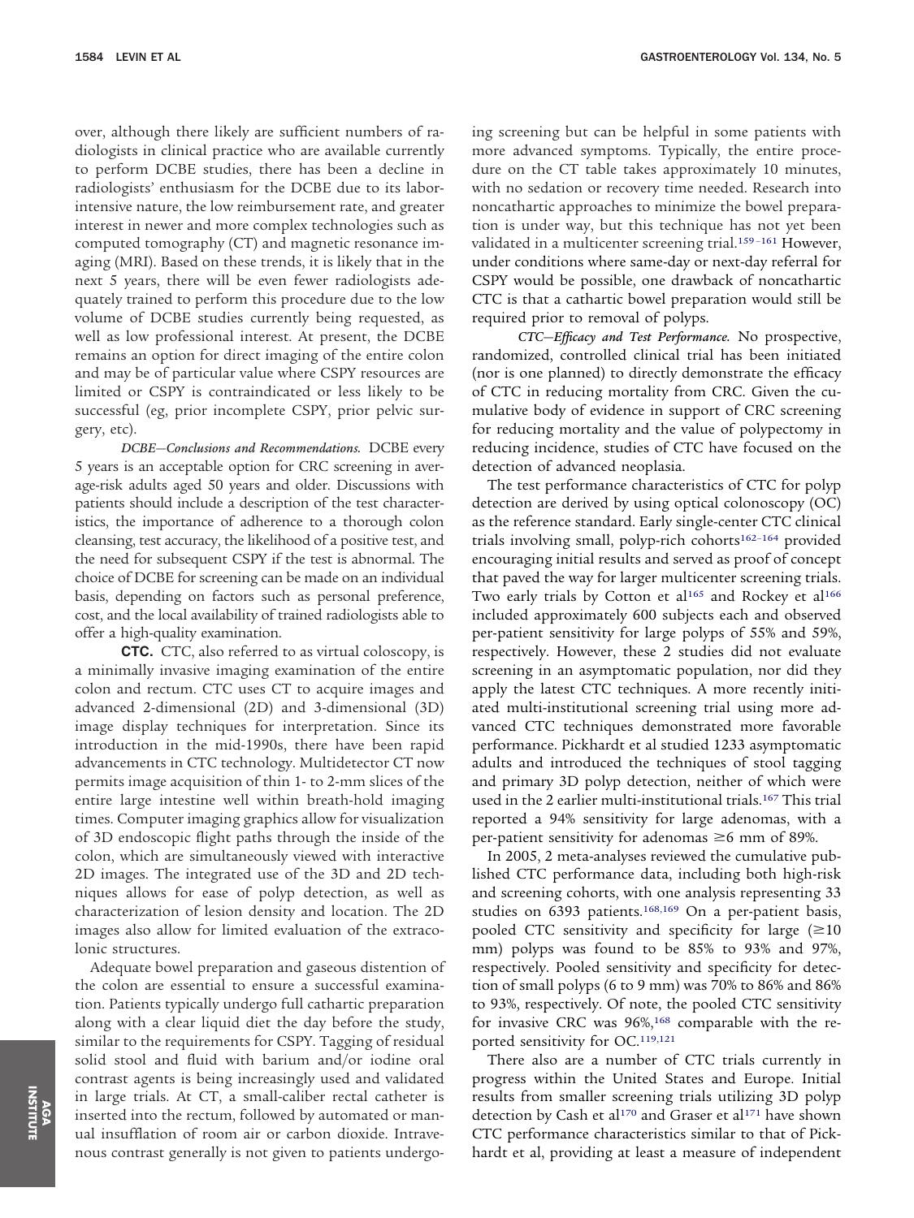over, although there likely are sufficient numbers of radiologists in clinical practice who are available currently to perform DCBE studies, there has been a decline in radiologists' enthusiasm for the DCBE due to its labor-intensive nature, the low reimbursement rate, and greater interest in newer and more complex technologies such as computed tomography (CT) and magnetic resonance imaging (MRI). Based on these trends, it is likely that in the next 5 years, there will be even fewer radiologists adequately trained to perform this procedure due to the low volume of DCBE studies currently being requested, as well as low professional interest. At present, the DCBE remains an option for direct imaging of the entire colon and may be of particular value where CSPY resources are limited or CSPY is contraindicated or less likely to be successful (eg, prior incomplete CSPY, prior pelvic surgery, etc).

*DCBE—Conclusions and Recommendations.* DCBE every 5 years is an acceptable option for CRC screening in average-risk adults aged 50 years and older. Discussions with patients should include a description of the test characteristics, the importance of adherence to a thorough colon cleansing, test accuracy, the likelihood of a positive test, and the need for subsequent CSPY if the test is abnormal. The choice of DCBE for screening can be made on an individual basis, depending on factors such as personal preference, cost, and the local availability of trained radiologists able to offer a high-quality examination.

**CTC.** CTC, also referred to as virtual coloscopy, is a minimally invasive imaging examination of the entire colon and rectum. CTC uses CT to acquire images and advanced 2-dimensional (2D) and 3-dimensional (3D) image display techniques for interpretation. Since its introduction in the mid-1990s, there have been rapid advancements in CTC technology. Multidetector CT now permits image acquisition of thin 1- to 2-mm slices of the entire large intestine well within breath-hold imaging times. Computer imaging graphics allow for visualization of 3D endoscopic flight paths through the inside of the colon, which are simultaneously viewed with interactive 2D images. The integrated use of the 3D and 2D techniques allows for ease of polyp detection, as well as characterization of lesion density and location. The 2D images also allow for limited evaluation of the extracolonic structures.

Adequate bowel preparation and gaseous distention of the colon are essential to ensure a successful examination. Patients typically undergo full cathartic preparation along with a clear liquid diet the day before the study, similar to the requirements for CSPY. Tagging of residual solid stool and fluid with barium and/or iodine oral contrast agents is being increasingly used and validated in large trials. At CT, a small-caliber rectal catheter is inserted into the rectum, followed by automated or manual insufflation of room air or carbon dioxide. Intravenous contrast generally is not given to patients undergoing screening but can be helpful in some patients with more advanced symptoms. Typically, the entire procedure on the CT table takes approximately 10 minutes, with no sedation or recovery time needed. Research into noncathartic approaches to minimize the bowel preparation is under way, but this technique has not yet been validated in a multicenter screening trial.[159–161] However, under conditions where same-day or next-day referral for CSPY would be possible, one drawback of noncathartic CTC is that a cathartic bowel preparation would still be required prior to removal of polyps.

*CTC—Efficacy and Test Performance.* No prospective, randomized, controlled clinical trial has been initiated (nor is one planned) to directly demonstrate the efficacy of CTC in reducing mortality from CRC. Given the cumulative body of evidence in support of CRC screening for reducing mortality and the value of polypectomy in reducing incidence, studies of CTC have focused on the detection of advanced neoplasia.

The test performance characteristics of CTC for polyp detection are derived by using optical colonoscopy (OC) as the reference standard. Early single-center CTC clinical trials involving small, polyp-rich cohorts[162–164] provided encouraging initial results and served as proof of concept that paved the way for larger multicenter screening trials. Two early trials by Cotton et al[165] and Rockey et al[166] included approximately 600 subjects each and observed per-patient sensitivity for large polyps of 55% and 59%, respectively. However, these 2 studies did not evaluate screening in an asymptomatic population, nor did they apply the latest CTC techniques. A more recently initiated multi-institutional screening trial using more advanced CTC techniques demonstrated more favorable performance. Pickhardt et al studied 1233 asymptomatic adults and introduced the techniques of stool tagging and primary 3D polyp detection, neither of which were used in the 2 earlier multi-institutional trials.[167] This trial reported a 94% sensitivity for large adenomas, with a per-patient sensitivity for adenomas ≥6 mm of 89%.

In 2005, 2 meta-analyses reviewed the cumulative published CTC performance data, including both high-risk and screening cohorts, with one analysis representing 33 studies on 6393 patients.[168,169] On a per-patient basis, pooled CTC sensitivity and specificity for large (≥10 mm) polyps was found to be 85% to 93% and 97%, respectively. Pooled sensitivity and specificity for detection of small polyps (6 to 9 mm) was 70% to 86% and 86% to 93%, respectively. Of note, the pooled CTC sensitivity for invasive CRC was 96%,[168] comparable with the reported sensitivity for OC.[119,121]

There also are a number of CTC trials currently in progress within the United States and Europe. Initial results from smaller screening trials utilizing 3D polyp detection by Cash et al[170] and Graser et al[171] have shown CTC performance characteristics similar to that of Pickhardt et al, providing at least a measure of independent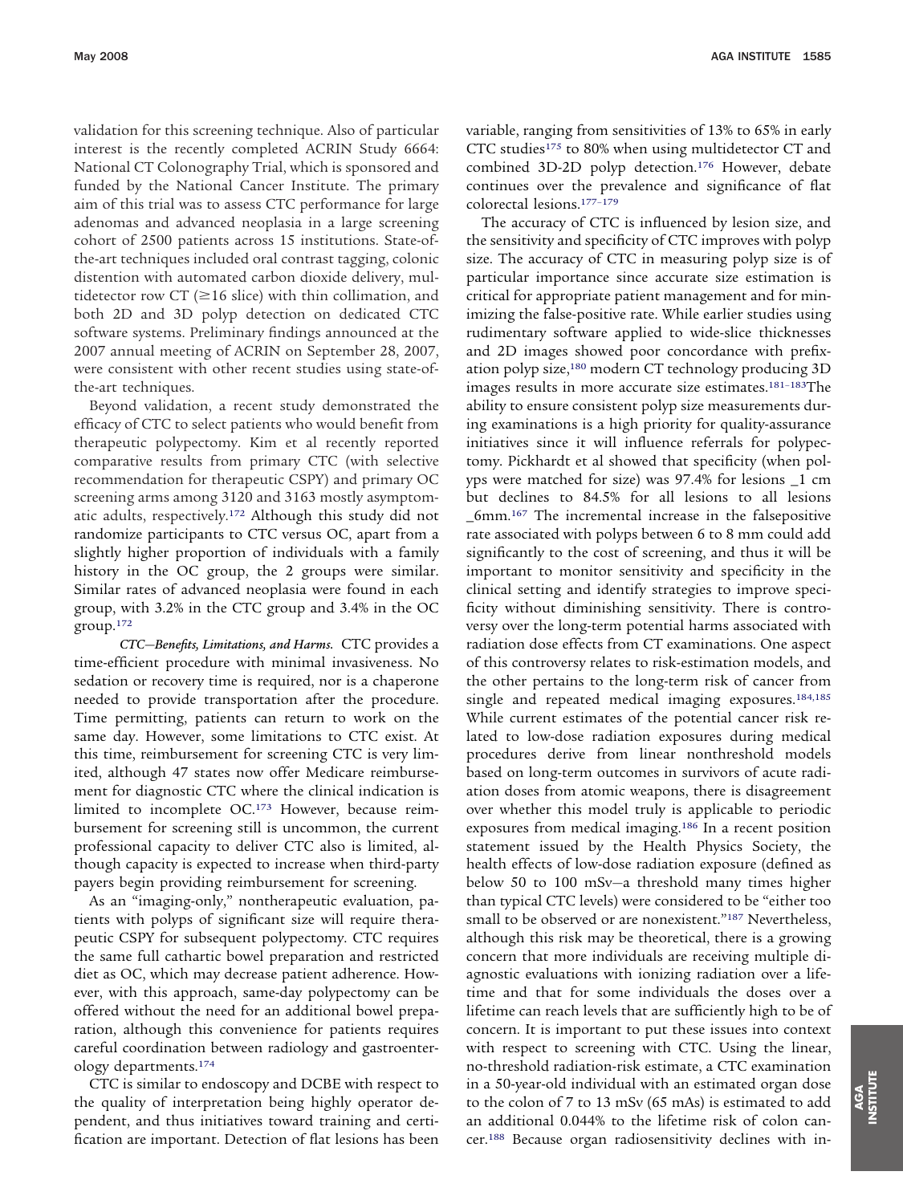validation for this screening technique. Also of particular interest is the recently completed ACRIN Study 6664: National CT Colonography Trial, which is sponsored and funded by the National Cancer Institute. The primary aim of this trial was to assess CTC performance for large adenomas and advanced neoplasia in a large screening cohort of 2500 patients across 15 institutions. State-of-the-art techniques included oral contrast tagging, colonic distention with automated carbon dioxide delivery, multidetector row CT ($\geq$16 slice) with thin collimation, and both 2D and 3D polyp detection on dedicated CTC software systems. Preliminary findings announced at the 2007 annual meeting of ACRIN on September 28, 2007, were consistent with other recent studies using state-of-the-art techniques.

Beyond validation, a recent study demonstrated the efficacy of CTC to select patients who would benefit from therapeutic polypectomy. Kim et al recently reported comparative results from primary CTC (with selective recommendation for therapeutic CSPY) and primary OC screening arms among 3120 and 3163 mostly asymptomatic adults, respectively.[172] Although this study did not randomize participants to CTC versus OC, apart from a slightly higher proportion of individuals with a family history in the OC group, the 2 groups were similar. Similar rates of advanced neoplasia were found in each group, with 3.2% in the CTC group and 3.4% in the OC group.[172]

***CTC—Benefits, Limitations, and Harms.*** CTC provides a time-efficient procedure with minimal invasiveness. No sedation or recovery time is required, nor is a chaperone needed to provide transportation after the procedure. Time permitting, patients can return to work on the same day. However, some limitations to CTC exist. At this time, reimbursement for screening CTC is very limited, although 47 states now offer Medicare reimbursement for diagnostic CTC where the clinical indication is limited to incomplete OC.[173] However, because reimbursement for screening still is uncommon, the current professional capacity to deliver CTC also is limited, although capacity is expected to increase when third-party payers begin providing reimbursement for screening.

As an "imaging-only," nontherapeutic evaluation, patients with polyps of significant size will require therapeutic CSPY for subsequent polypectomy. CTC requires the same full cathartic bowel preparation and restricted diet as OC, which may decrease patient adherence. However, with this approach, same-day polypectomy can be offered without the need for an additional bowel preparation, although this convenience for patients requires careful coordination between radiology and gastroenterology departments.[174]

CTC is similar to endoscopy and DCBE with respect to the quality of interpretation being highly operator dependent, and thus initiatives toward training and certification are important. Detection of flat lesions has been variable, ranging from sensitivities of 13% to 65% in early CTC studies[175] to 80% when using multidetector CT and combined 3D-2D polyp detection.[176] However, debate continues over the prevalence and significance of flat colorectal lesions.[177–179]

The accuracy of CTC is influenced by lesion size, and the sensitivity and specificity of CTC improves with polyp size. The accuracy of CTC in measuring polyp size is of particular importance since accurate size estimation is critical for appropriate patient management and for minimizing the false-positive rate. While earlier studies using rudimentary software applied to wide-slice thicknesses and 2D images showed poor concordance with prefixation polyp size,[180] modern CT technology producing 3D images results in more accurate size estimates.[181–183]The ability to ensure consistent polyp size measurements during examinations is a high priority for quality-assurance initiatives since it will influence referrals for polypectomy. Pickhardt et al showed that specificity (when polyps were matched for size) was 97.4% for lesions _1 cm but declines to 84.5% for all lesions to all lesions _6mm.[167] The incremental increase in the falsepositive rate associated with polyps between 6 to 8 mm could add significantly to the cost of screening, and thus it will be important to monitor sensitivity and specificity in the clinical setting and identify strategies to improve specificity without diminishing sensitivity. There is controversy over the long-term potential harms associated with radiation dose effects from CT examinations. One aspect of this controversy relates to risk-estimation models, and the other pertains to the long-term risk of cancer from single and repeated medical imaging exposures.[184,185] While current estimates of the potential cancer risk related to low-dose radiation exposures during medical procedures derive from linear nonthreshold models based on long-term outcomes in survivors of acute radiation doses from atomic weapons, there is disagreement over whether this model truly is applicable to periodic exposures from medical imaging.[186] In a recent position statement issued by the Health Physics Society, the health effects of low-dose radiation exposure (defined as below 50 to 100 mSv—a threshold many times higher than typical CTC levels) were considered to be "either too small to be observed or are nonexistent."[187] Nevertheless, although this risk may be theoretical, there is a growing concern that more individuals are receiving multiple diagnostic evaluations with ionizing radiation over a lifetime and that for some individuals the doses over a lifetime can reach levels that are sufficiently high to be of concern. It is important to put these issues into context with respect to screening with CTC. Using the linear, no-threshold radiation-risk estimate, a CTC examination in a 50-year-old individual with an estimated organ dose to the colon of 7 to 13 mSv (65 mAs) is estimated to add an additional 0.044% to the lifetime risk of colon cancer.[188] Because organ radiosensitivity declines with in-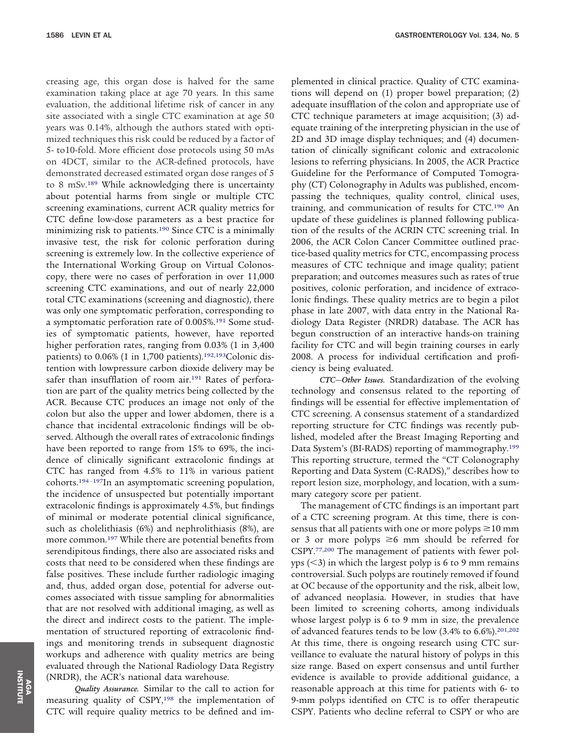creasing age, this organ dose is halved for the same examination taking place at age 70 years. In this same evaluation, the additional lifetime risk of cancer in any site associated with a single CTC examination at age 50 years was 0.14%, although the authors stated with optimized techniques this risk could be reduced by a factor of 5- to10-fold. More efficient dose protocols using 50 mAs on 4DCT, similar to the ACR-defined protocols, have demonstrated decreased estimated organ dose ranges of 5 to 8 mSv.[189] While acknowledging there is uncertainty about potential harms from single or multiple CTC screening examinations, current ACR quality metrics for CTC define low-dose parameters as a best practice for minimizing risk to patients.[190] Since CTC is a minimally invasive test, the risk for colonic perforation during screening is extremely low. In the collective experience of the International Working Group on Virtual Colonoscopy, there were no cases of perforation in over 11,000 screening CTC examinations, and out of nearly 22,000 total CTC examinations (screening and diagnostic), there was only one symptomatic perforation, corresponding to a symptomatic perforation rate of 0.005%.[191] Some studies of symptomatic patients, however, have reported higher perforation rates, ranging from 0.03% (1 in 3,400 patients) to 0.06% (1 in 1,700 patients).[192,193]Colonic distention with lowpressure carbon dioxide delivery may be safer than insufflation of room air.[191] Rates of perforation are part of the quality metrics being collected by the ACR. Because CTC produces an image not only of the colon but also the upper and lower abdomen, there is a chance that incidental extracolonic findings will be observed. Although the overall rates of extracolonic findings have been reported to range from 15% to 69%, the incidence of clinically significant extracolonic findings at CTC has ranged from 4.5% to 11% in various patient cohorts.[194–197]In an asymptomatic screening population, the incidence of unsuspected but potentially important extracolonic findings is approximately 4.5%, but findings of minimal or moderate potential clinical significance, such as cholelithiasis (6%) and nephrolithiasis (8%), are more common.[197] While there are potential benefits from serendipitous findings, there also are associated risks and costs that need to be considered when these findings are false positives. These include further radiologic imaging and, thus, added organ dose, potential for adverse outcomes associated with tissue sampling for abnormalities that are not resolved with additional imaging, as well as the direct and indirect costs to the patient. The implementation of structured reporting of extracolonic findings and monitoring trends in subsequent diagnostic workups and adherence with quality metrics are being evaluated through the National Radiology Data Registry (NRDR), the ACR's national data warehouse.

*Quality Assurance.* Similar to the call to action for measuring quality of CSPY,[198] the implementation of CTC will require quality metrics to be defined and implemented in clinical practice. Quality of CTC examinations will depend on (1) proper bowel preparation; (2) adequate insufflation of the colon and appropriate use of CTC technique parameters at image acquisition; (3) adequate training of the interpreting physician in the use of 2D and 3D image display techniques; and (4) documentation of clinically significant colonic and extracolonic lesions to referring physicians. In 2005, the ACR Practice Guideline for the Performance of Computed Tomography (CT) Colonography in Adults was published, encompassing the techniques, quality control, clinical uses, training, and communication of results for CTC.[190] An update of these guidelines is planned following publication of the results of the ACRIN CTC screening trial. In 2006, the ACR Colon Cancer Committee outlined practice-based quality metrics for CTC, encompassing process measures of CTC technique and image quality; patient preparation; and outcomes measures such as rates of true positives, colonic perforation, and incidence of extracolonic findings. These quality metrics are to begin a pilot phase in late 2007, with data entry in the National Radiology Data Register (NRDR) database. The ACR has begun construction of an interactive hands-on training facility for CTC and will begin training courses in early 2008. A process for individual certification and proficiency is being evaluated.

*CTC—Other Issues.* Standardization of the evolving technology and consensus related to the reporting of findings will be essential for effective implementation of CTC screening. A consensus statement of a standardized reporting structure for CTC findings was recently published, modeled after the Breast Imaging Reporting and Data System's (BI-RADS) reporting of mammography.[199] This reporting structure, termed the "CT Colonography Reporting and Data System (C-RADS)," describes how to report lesion size, morphology, and location, with a summary category score per patient.

The management of CTC findings is an important part of a CTC screening program. At this time, there is consensus that all patients with one or more polyps ≥10 mm or 3 or more polyps ≥6 mm should be referred for CSPY.[77,200] The management of patients with fewer polyps (<3) in which the largest polyp is 6 to 9 mm remains controversial. Such polyps are routinely removed if found at OC because of the opportunity and the risk, albeit low, of advanced neoplasia. However, in studies that have been limited to screening cohorts, among individuals whose largest polyp is 6 to 9 mm in size, the prevalence of advanced features tends to be low (3.4% to 6.6%).[201,202] At this time, there is ongoing research using CTC surveillance to evaluate the natural history of polyps in this size range. Based on expert consensus and until further evidence is available to provide additional guidance, a reasonable approach at this time for patients with 6- to 9-mm polyps identified on CTC is to offer therapeutic CSPY. Patients who decline referral to CSPY or who are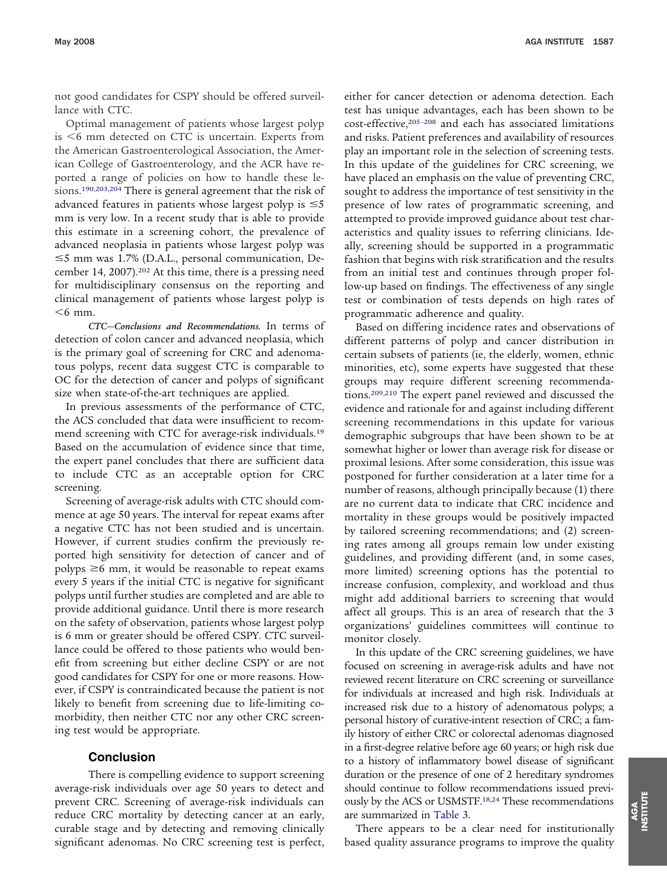not good candidates for CSPY should be offered surveillance with CTC.

Optimal management of patients whose largest polyp is <6 mm detected on CTC is uncertain. Experts from the American Gastroenterological Association, the American College of Gastroenterology, and the ACR have reported a range of policies on how to handle these lesions.[190,203,204] There is general agreement that the risk of advanced features in patients whose largest polyp is ≤5 mm is very low. In a recent study that is able to provide this estimate in a screening cohort, the prevalence of advanced neoplasia in patients whose largest polyp was ≤5 mm was 1.7% (D.A.L., personal communication, December 14, 2007).[202] At this time, there is a pressing need for multidisciplinary consensus on the reporting and clinical management of patients whose largest polyp is <6 mm.

*CTC—Conclusions and Recommendations.* In terms of detection of colon cancer and advanced neoplasia, which is the primary goal of screening for CRC and adenomatous polyps, recent data suggest CTC is comparable to OC for the detection of cancer and polyps of significant size when state-of-the-art techniques are applied.

In previous assessments of the performance of CTC, the ACS concluded that data were insufficient to recommend screening with CTC for average-risk individuals.[19] Based on the accumulation of evidence since that time, the expert panel concludes that there are sufficient data to include CTC as an acceptable option for CRC screening.

Screening of average-risk adults with CTC should commence at age 50 years. The interval for repeat exams after a negative CTC has not been studied and is uncertain. However, if current studies confirm the previously reported high sensitivity for detection of cancer and of polyps ≥6 mm, it would be reasonable to repeat exams every 5 years if the initial CTC is negative for significant polyps until further studies are completed and are able to provide additional guidance. Until there is more research on the safety of observation, patients whose largest polyp is 6 mm or greater should be offered CSPY. CTC surveillance could be offered to those patients who would benefit from screening but either decline CSPY or are not good candidates for CSPY for one or more reasons. However, if CSPY is contraindicated because the patient is not likely to benefit from screening due to life-limiting comorbidity, then neither CTC nor any other CRC screening test would be appropriate.

## Conclusion

There is compelling evidence to support screening average-risk individuals over age 50 years to detect and prevent CRC. Screening of average-risk individuals can reduce CRC mortality by detecting cancer at an early, curable stage and by detecting and removing clinically significant adenomas. No CRC screening test is perfect, either for cancer detection or adenoma detection. Each test has unique advantages, each has been shown to be cost-effective,[205–208] and each has associated limitations and risks. Patient preferences and availability of resources play an important role in the selection of screening tests. In this update of the guidelines for CRC screening, we have placed an emphasis on the value of preventing CRC, sought to address the importance of test sensitivity in the presence of low rates of programmatic screening, and attempted to provide improved guidance about test characteristics and quality issues to referring clinicians. Ideally, screening should be supported in a programmatic fashion that begins with risk stratification and the results from an initial test and continues through proper follow-up based on findings. The effectiveness of any single test or combination of tests depends on high rates of programmatic adherence and quality.

Based on differing incidence rates and observations of different patterns of polyp and cancer distribution in certain subsets of patients (ie, the elderly, women, ethnic minorities, etc), some experts have suggested that these groups may require different screening recommendations.[209,210] The expert panel reviewed and discussed the evidence and rationale for and against including different screening recommendations in this update for various demographic subgroups that have been shown to be at somewhat higher or lower than average risk for disease or proximal lesions. After some consideration, this issue was postponed for further consideration at a later time for a number of reasons, although principally because (1) there are no current data to indicate that CRC incidence and mortality in these groups would be positively impacted by tailored screening recommendations; and (2) screening rates among all groups remain low under existing guidelines, and providing different (and, in some cases, more limited) screening options has the potential to increase confusion, complexity, and workload and thus might add additional barriers to screening that would affect all groups. This is an area of research that the 3 organizations' guidelines committees will continue to monitor closely.

In this update of the CRC screening guidelines, we have focused on screening in average-risk adults and have not reviewed recent literature on CRC screening or surveillance for individuals at increased and high risk. Individuals at increased risk due to a history of adenomatous polyps; a personal history of curative-intent resection of CRC; a family history of either CRC or colorectal adenomas diagnosed in a first-degree relative before age 60 years; or high risk due to a history of inflammatory bowel disease of significant duration or the presence of one of 2 hereditary syndromes should continue to follow recommendations issued previously by the ACS or USMSTF.[18,24] These recommendations are summarized in Table 3.

There appears to be a clear need for institutionally based quality assurance programs to improve the quality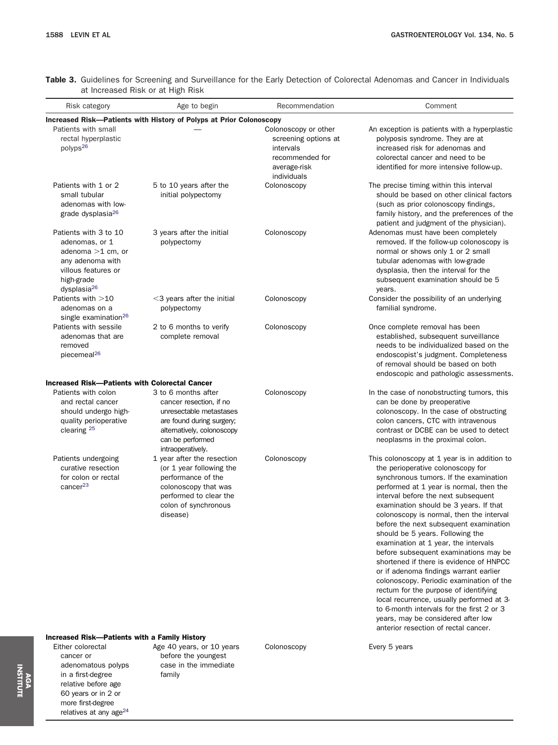**Table 3.** Guidelines for Screening and Surveillance for the Early Detection of Colorectal Adenomas and Cancer in Individuals at Increased Risk or at High Risk

| Risk category | Age to begin | Recommendation | Comment |
|---|---|---|---|
| **Increased Risk—Patients with History of Polyps at Prior Colonoscopy** | | | |
| Patients with small rectal hyperplastic polyps[26] | — | Colonoscopy or other screening options at intervals recommended for average-risk individuals | An exception is patients with a hyperplastic polyposis syndrome. They are at increased risk for adenomas and colorectal cancer and need to be identified for more intensive follow-up. |
| Patients with 1 or 2 small tubular adenomas with low-grade dysplasia[26] | 5 to 10 years after the initial polypectomy | Colonoscopy | The precise timing within this interval should be based on other clinical factors (such as prior colonoscopy findings, family history, and the preferences of the patient and judgment of the physician). |
| Patients with 3 to 10 adenomas, or 1 adenoma >1 cm, or any adenoma with villous features or high-grade dysplasia[26] | 3 years after the initial polypectomy | Colonoscopy | Adenomas must have been completely removed. If the follow-up colonoscopy is normal or shows only 1 or 2 small tubular adenomas with low-grade dysplasia, then the interval for the subsequent examination should be 5 years. |
| Patients with >10 adenomas on a single examination[26] | <3 years after the initial polypectomy | Colonoscopy | Consider the possibility of an underlying familial syndrome. |
| Patients with sessile adenomas that are removed piecemeal[26] | 2 to 6 months to verify complete removal | Colonoscopy | Once complete removal has been established, subsequent surveillance needs to be individualized based on the endoscopist's judgment. Completeness of removal should be based on both endoscopic and pathologic assessments. |
| **Increased Risk—Patients with Colorectal Cancer** | | | |
| Patients with colon and rectal cancer should undergo high-quality perioperative clearing [25] | 3 to 6 months after cancer resection, if no unresectable metastases are found during surgery; alternatively, colonoscopy can be performed intraoperatively. | Colonoscopy | In the case of nonobstructing tumors, this can be done by preoperative colonoscopy. In the case of obstructing colon cancers, CTC with intravenous contrast or DCBE can be used to detect neoplasms in the proximal colon. |
| Patients undergoing curative resection for colon or rectal cancer[23] | 1 year after the resection (or 1 year following the performance of the colonoscopy that was performed to clear the colon of synchronous disease) | Colonoscopy | This colonoscopy at 1 year is in addition to the perioperative colonoscopy for synchronous tumors. If the examination performed at 1 year is normal, then the interval before the next subsequent examination should be 3 years. If that colonoscopy is normal, then the interval before the next subsequent examination should be 5 years. Following the examination at 1 year, the intervals before subsequent examinations may be shortened if there is evidence of HNPCC or if adenoma findings warrant earlier colonoscopy. Periodic examination of the rectum for the purpose of identifying local recurrence, usually performed at 3- to 6-month intervals for the first 2 or 3 years, may be considered after low anterior resection of rectal cancer. |
| **Increased Risk—Patients with a Family History** | | | |
| Either colorectal cancer or adenomatous polyps in a first-degree relative before age 60 years or in 2 or more first-degree relatives at any age[24] | Age 40 years, or 10 years before the youngest case in the immediate family | Colonoscopy | Every 5 years |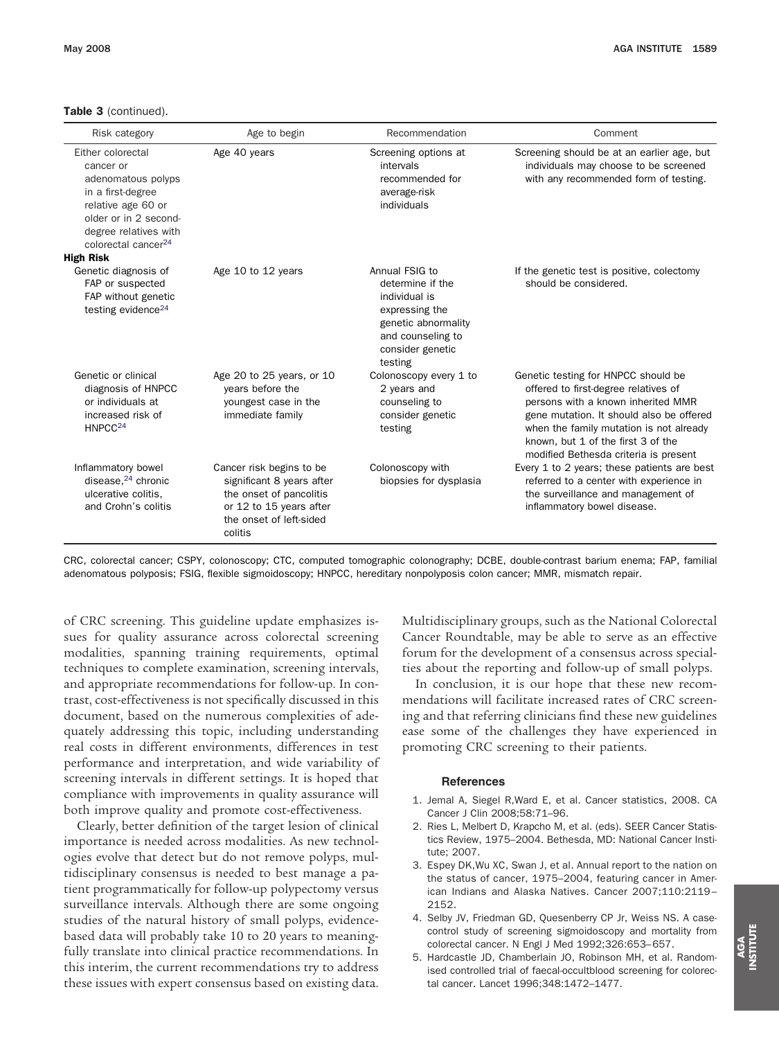**Table 3** (continued).

| Risk category | Age to begin | Recommendation | Comment |
|---|---|---|---|
| Either colorectal cancer or adenomatous polyps in a first-degree relative age 60 or older or in 2 second-degree relatives with colorectal cancer[24] | Age 40 years | Screening options at intervals recommended for average-risk individuals | Screening should be at an earlier age, but individuals may choose to be screened with any recommended form of testing. |
| **High Risk** | | | |
| Genetic diagnosis of FAP or suspected FAP without genetic testing evidence[24] | Age 10 to 12 years | Annual FSIG to determine if the individual is expressing the genetic abnormality and counseling to consider genetic testing | If the genetic test is positive, colectomy should be considered. |
| Genetic or clinical diagnosis of HNPCC or individuals at increased risk of HNPCC[24] | Age 20 to 25 years, or 10 years before the youngest case in the immediate family | Colonoscopy every 1 to 2 years and counseling to consider genetic testing | Genetic testing for HNPCC should be offered to first-degree relatives of persons with a known inherited MMR gene mutation. It should also be offered when the family mutation is not already known, but 1 of the first 3 of the modified Bethesda criteria is present |
| Inflammatory bowel disease,[24] chronic ulcerative colitis, and Crohn's colitis | Cancer risk begins to be significant 8 years after the onset of pancolitis or 12 to 15 years after the onset of left-sided colitis | Colonoscopy with biopsies for dysplasia | Every 1 to 2 years; these patients are best referred to a center with experience in the surveillance and management of inflammatory bowel disease. |

CRC, colorectal cancer; CSPY, colonoscopy; CTC, computed tomographic colonography; DCBE, double-contrast barium enema; FAP, familial adenomatous polyposis; FSIG, flexible sigmoidoscopy; HNPCC, hereditary nonpolyposis colon cancer; MMR, mismatch repair.

of CRC screening. This guideline update emphasizes issues for quality assurance across colorectal screening modalities, spanning training requirements, optimal techniques to complete examination, screening intervals, and appropriate recommendations for follow-up. In contrast, cost-effectiveness is not specifically discussed in this document, based on the numerous complexities of adequately addressing this topic, including understanding real costs in different environments, differences in test performance and interpretation, and wide variability of screening intervals in different settings. It is hoped that compliance with improvements in quality assurance will both improve quality and promote cost-effectiveness.

Clearly, better definition of the target lesion of clinical importance is needed across modalities. As new technologies evolve that detect but do not remove polyps, multidisciplinary consensus is needed to best manage a patient programmatically for follow-up polypectomy versus surveillance intervals. Although there are some ongoing studies of the natural history of small polyps, evidence-based data will probably take 10 to 20 years to meaningfully translate into clinical practice recommendations. In this interim, the current recommendations try to address these issues with expert consensus based on existing data. Multidisciplinary groups, such as the National Colorectal Cancer Roundtable, may be able to serve as an effective forum for the development of a consensus across specialties about the reporting and follow-up of small polyps.

In conclusion, it is our hope that these new recommendations will facilitate increased rates of CRC screening and that referring clinicians find these new guidelines ease some of the challenges they have experienced in promoting CRC screening to their patients.

### References

1. Jemal A, Siegel R,Ward E, et al. Cancer statistics, 2008. CA Cancer J Clin 2008;58:71–96.
2. Ries L, Melbert D, Krapcho M, et al. (eds). SEER Cancer Statistics Review, 1975–2004. Bethesda, MD: National Cancer Institute; 2007.
3. Espey DK,Wu XC, Swan J, et al. Annual report to the nation on the status of cancer, 1975–2004, featuring cancer in American Indians and Alaska Natives. Cancer 2007;110:2119–2152.
4. Selby JV, Friedman GD, Quesenberry CP Jr, Weiss NS. A case-control study of screening sigmoidoscopy and mortality from colorectal cancer. N Engl J Med 1992;326:653–657.
5. Hardcastle JD, Chamberlain JO, Robinson MH, et al. Randomised controlled trial of faecal-occultblood screening for colorectal cancer. Lancet 1996;348:1472–1477.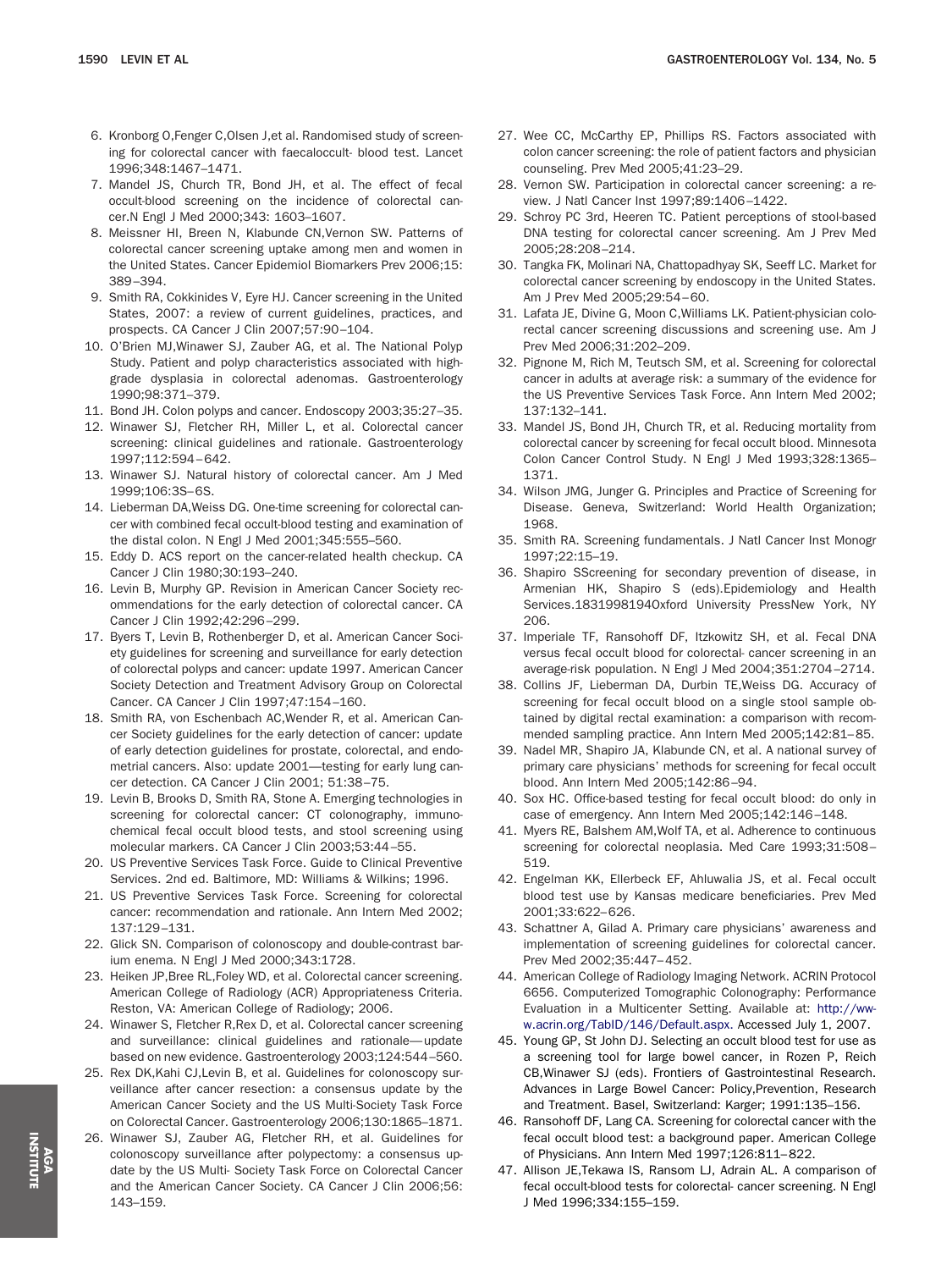6. Kronborg O,Fenger C,Olsen J,et al. Randomised study of screening for colorectal cancer with faecaloccult- blood test. Lancet 1996;348:1467–1471.
7. Mandel JS, Church TR, Bond JH, et al. The effect of fecal occult-blood screening on the incidence of colorectal cancer.N Engl J Med 2000;343: 1603–1607.
8. Meissner HI, Breen N, Klabunde CN,Vernon SW. Patterns of colorectal cancer screening uptake among men and women in the United States. Cancer Epidemiol Biomarkers Prev 2006;15: 389–394.
9. Smith RA, Cokkinides V, Eyre HJ. Cancer screening in the United States, 2007: a review of current guidelines, practices, and prospects. CA Cancer J Clin 2007;57:90–104.
10. O'Brien MJ,Winawer SJ, Zauber AG, et al. The National Polyp Study. Patient and polyp characteristics associated with high-grade dysplasia in colorectal adenomas. Gastroenterology 1990;98:371–379.
11. Bond JH. Colon polyps and cancer. Endoscopy 2003;35:27–35.
12. Winawer SJ, Fletcher RH, Miller L, et al. Colorectal cancer screening: clinical guidelines and rationale. Gastroenterology 1997;112:594–642.
13. Winawer SJ. Natural history of colorectal cancer. Am J Med 1999;106:3S–6S.
14. Lieberman DA,Weiss DG. One-time screening for colorectal cancer with combined fecal occult-blood testing and examination of the distal colon. N Engl J Med 2001;345:555–560.
15. Eddy D. ACS report on the cancer-related health checkup. CA Cancer J Clin 1980;30:193–240.
16. Levin B, Murphy GP. Revision in American Cancer Society recommendations for the early detection of colorectal cancer. CA Cancer J Clin 1992;42:296–299.
17. Byers T, Levin B, Rothenberger D, et al. American Cancer Society guidelines for screening and surveillance for early detection of colorectal polyps and cancer: update 1997. American Cancer Society Detection and Treatment Advisory Group on Colorectal Cancer. CA Cancer J Clin 1997;47:154–160.
18. Smith RA, von Eschenbach AC,Wender R, et al. American Cancer Society guidelines for the early detection of cancer: update of early detection guidelines for prostate, colorectal, and endometrial cancers. Also: update 2001—testing for early lung cancer detection. CA Cancer J Clin 2001; 51:38–75.
19. Levin B, Brooks D, Smith RA, Stone A. Emerging technologies in screening for colorectal cancer: CT colonography, immunochemical fecal occult blood tests, and stool screening using molecular markers. CA Cancer J Clin 2003;53:44–55.
20. US Preventive Services Task Force. Guide to Clinical Preventive Services. 2nd ed. Baltimore, MD: Williams & Wilkins; 1996.
21. US Preventive Services Task Force. Screening for colorectal cancer: recommendation and rationale. Ann Intern Med 2002; 137:129–131.
22. Glick SN. Comparison of colonoscopy and double-contrast barium enema. N Engl J Med 2000;343:1728.
23. Heiken JP,Bree RL,Foley WD, et al. Colorectal cancer screening. American College of Radiology (ACR) Appropriateness Criteria. Reston, VA: American College of Radiology; 2006.
24. Winawer S, Fletcher R,Rex D, et al. Colorectal cancer screening and surveillance: clinical guidelines and rationale—update based on new evidence. Gastroenterology 2003;124:544–560.
25. Rex DK,Kahi CJ,Levin B, et al. Guidelines for colonoscopy surveillance after cancer resection: a consensus update by the American Cancer Society and the US Multi-Society Task Force on Colorectal Cancer. Gastroenterology 2006;130:1865–1871.
26. Winawer SJ, Zauber AG, Fletcher RH, et al. Guidelines for colonoscopy surveillance after polypectomy: a consensus update by the US Multi- Society Task Force on Colorectal Cancer and the American Cancer Society. CA Cancer J Clin 2006;56: 143–159.
27. Wee CC, McCarthy EP, Phillips RS. Factors associated with colon cancer screening: the role of patient factors and physician counseling. Prev Med 2005;41:23–29.
28. Vernon SW. Participation in colorectal cancer screening: a review. J Natl Cancer Inst 1997;89:1406–1422.
29. Schroy PC 3rd, Heeren TC. Patient perceptions of stool-based DNA testing for colorectal cancer screening. Am J Prev Med 2005;28:208–214.
30. Tangka FK, Molinari NA, Chattopadhyay SK, Seeff LC. Market for colorectal cancer screening by endoscopy in the United States. Am J Prev Med 2005;29:54–60.
31. Lafata JE, Divine G, Moon C,Williams LK. Patient-physician colorectal cancer screening discussions and screening use. Am J Prev Med 2006;31:202–209.
32. Pignone M, Rich M, Teutsch SM, et al. Screening for colorectal cancer in adults at average risk: a summary of the evidence for the US Preventive Services Task Force. Ann Intern Med 2002; 137:132–141.
33. Mandel JS, Bond JH, Church TR, et al. Reducing mortality from colorectal cancer by screening for fecal occult blood. Minnesota Colon Cancer Control Study. N Engl J Med 1993;328:1365–1371.
34. Wilson JMG, Junger G. Principles and Practice of Screening for Disease. Geneva, Switzerland: World Health Organization; 1968.
35. Smith RA. Screening fundamentals. J Natl Cancer Inst Monogr 1997;22:15–19.
36. Shapiro SScreening for secondary prevention of disease, in Armenian HK, Shapiro S (eds).Epidemiology and Health Services.18319981940xford University PressNew York, NY 206.
37. Imperiale TF, Ransohoff DF, Itzkowitz SH, et al. Fecal DNA versus fecal occult blood for colorectal- cancer screening in an average-risk population. N Engl J Med 2004;351:2704–2714.
38. Collins JF, Lieberman DA, Durbin TE,Weiss DG. Accuracy of screening for fecal occult blood on a single stool sample obtained by digital rectal examination: a comparison with recommended sampling practice. Ann Intern Med 2005;142:81–85.
39. Nadel MR, Shapiro JA, Klabunde CN, et al. A national survey of primary care physicians' methods for screening for fecal occult blood. Ann Intern Med 2005;142:86–94.
40. Sox HC. Office-based testing for fecal occult blood: do only in case of emergency. Ann Intern Med 2005;142:146–148.
41. Myers RE, Balshem AM,Wolf TA, et al. Adherence to continuous screening for colorectal neoplasia. Med Care 1993;31:508–519.
42. Engelman KK, Ellerbeck EF, Ahluwalia JS, et al. Fecal occult blood test use by Kansas medicare beneficiaries. Prev Med 2001;33:622–626.
43. Schattner A, Gilad A. Primary care physicians' awareness and implementation of screening guidelines for colorectal cancer. Prev Med 2002;35:447–452.
44. American College of Radiology Imaging Network. ACRIN Protocol 6656. Computerized Tomographic Colonography: Performance Evaluation in a Multicenter Setting. Available at: http://www.acrin.org/TabID/146/Default.aspx. Accessed July 1, 2007.
45. Young GP, St John DJ. Selecting an occult blood test for use as a screening tool for large bowel cancer, in Rozen P, Reich CB,Winawer SJ (eds). Frontiers of Gastrointestinal Research. Advances in Large Bowel Cancer: Policy,Prevention, Research and Treatment. Basel, Switzerland: Karger; 1991:135–156.
46. Ransohoff DF, Lang CA. Screening for colorectal cancer with the fecal occult blood test: a background paper. American College of Physicians. Ann Intern Med 1997;126:811–822.
47. Allison JE,Tekawa IS, Ransom LJ, Adrain AL. A comparison of fecal occult-blood tests for colorectal- cancer screening. N Engl J Med 1996;334:155–159.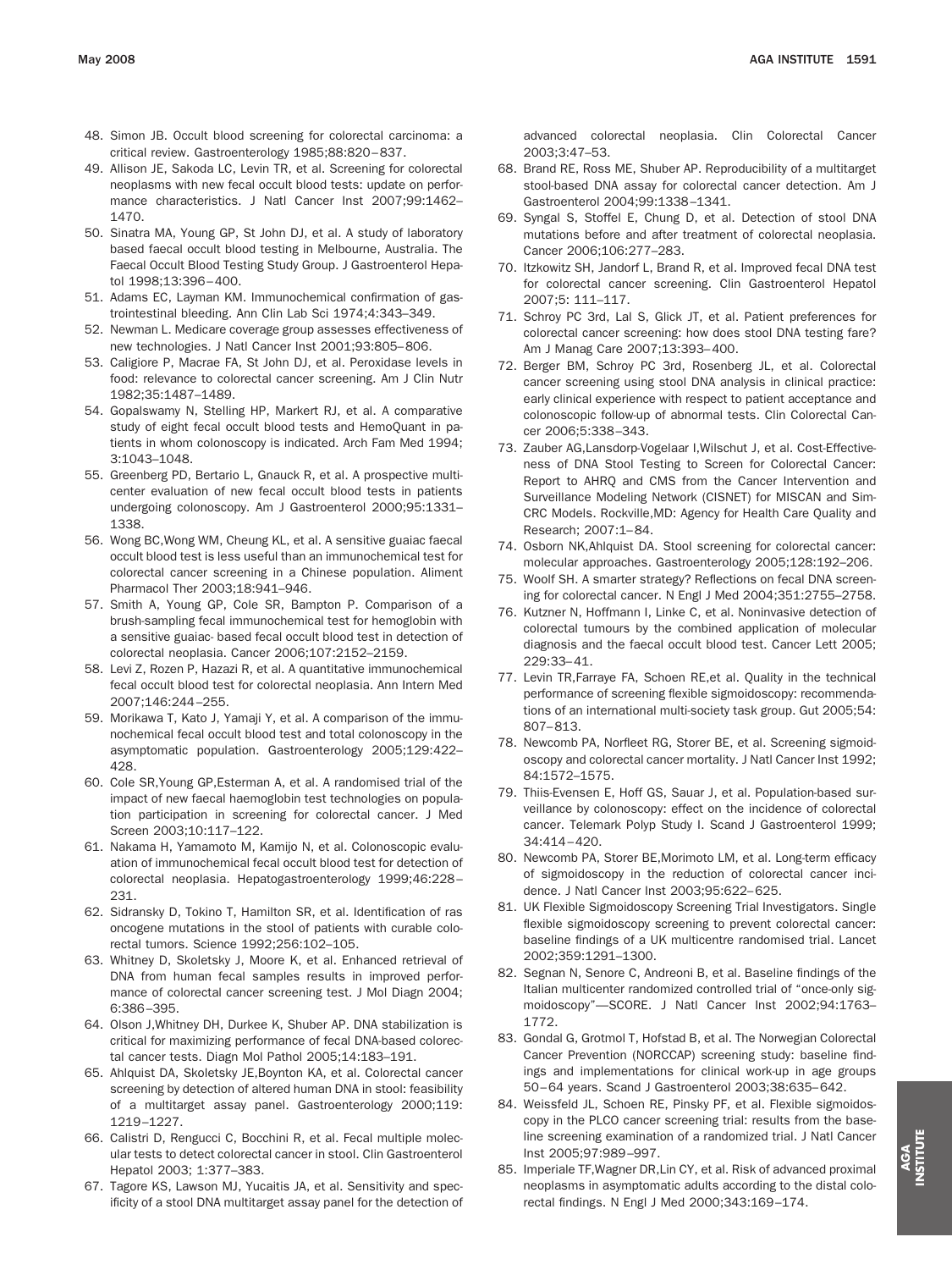48. Simon JB. Occult blood screening for colorectal carcinoma: a critical review. Gastroenterology 1985;88:820–837.
49. Allison JE, Sakoda LC, Levin TR, et al. Screening for colorectal neoplasms with new fecal occult blood tests: update on performance characteristics. J Natl Cancer Inst 2007;99:1462–1470.
50. Sinatra MA, Young GP, St John DJ, et al. A study of laboratory based faecal occult blood testing in Melbourne, Australia. The Faecal Occult Blood Testing Study Group. J Gastroenterol Hepatol 1998;13:396–400.
51. Adams EC, Layman KM. Immunochemical confirmation of gastrointestinal bleeding. Ann Clin Lab Sci 1974;4:343–349.
52. Newman L. Medicare coverage group assesses effectiveness of new technologies. J Natl Cancer Inst 2001;93:805–806.
53. Caligiore P, Macrae FA, St John DJ, et al. Peroxidase levels in food: relevance to colorectal cancer screening. Am J Clin Nutr 1982;35:1487–1489.
54. Gopalswamy N, Stelling HP, Markert RJ, et al. A comparative study of eight fecal occult blood tests and HemoQuant in patients in whom colonoscopy is indicated. Arch Fam Med 1994; 3:1043–1048.
55. Greenberg PD, Bertario L, Gnauck R, et al. A prospective multicenter evaluation of new fecal occult blood tests in patients undergoing colonoscopy. Am J Gastroenterol 2000;95:1331–1338.
56. Wong BC,Wong WM, Cheung KL, et al. A sensitive guaiac faecal occult blood test is less useful than an immunochemical test for colorectal cancer screening in a Chinese population. Aliment Pharmacol Ther 2003;18:941–946.
57. Smith A, Young GP, Cole SR, Bampton P. Comparison of a brush-sampling fecal immunochemical test for hemoglobin with a sensitive guaiac- based fecal occult blood test in detection of colorectal neoplasia. Cancer 2006;107:2152–2159.
58. Levi Z, Rozen P, Hazazi R, et al. A quantitative immunochemical fecal occult blood test for colorectal neoplasia. Ann Intern Med 2007;146:244–255.
59. Morikawa T, Kato J, Yamaji Y, et al. A comparison of the immunochemical fecal occult blood test and total colonoscopy in the asymptomatic population. Gastroenterology 2005;129:422–428.
60. Cole SR,Young GP,Esterman A, et al. A randomised trial of the impact of new faecal haemoglobin test technologies on population participation in screening for colorectal cancer. J Med Screen 2003;10:117–122.
61. Nakama H, Yamamoto M, Kamijo N, et al. Colonoscopic evaluation of immunochemical fecal occult blood test for detection of colorectal neoplasia. Hepatogastroenterology 1999;46:228–231.
62. Sidransky D, Tokino T, Hamilton SR, et al. Identification of ras oncogene mutations in the stool of patients with curable colorectal tumors. Science 1992;256:102–105.
63. Whitney D, Skoletsky J, Moore K, et al. Enhanced retrieval of DNA from human fecal samples results in improved performance of colorectal cancer screening test. J Mol Diagn 2004; 6:386–395.
64. Olson J,Whitney DH, Durkee K, Shuber AP. DNA stabilization is critical for maximizing performance of fecal DNA-based colorectal cancer tests. Diagn Mol Pathol 2005;14:183–191.
65. Ahlquist DA, Skoletsky JE,Boynton KA, et al. Colorectal cancer screening by detection of altered human DNA in stool: feasibility of a multitarget assay panel. Gastroenterology 2000;119: 1219–1227.
66. Calistri D, Rengucci C, Bocchini R, et al. Fecal multiple molecular tests to detect colorectal cancer in stool. Clin Gastroenterol Hepatol 2003; 1:377–383.
67. Tagore KS, Lawson MJ, Yucaitis JA, et al. Sensitivity and specificity of a stool DNA multitarget assay panel for the detection of advanced colorectal neoplasia. Clin Colorectal Cancer 2003;3:47–53.
68. Brand RE, Ross ME, Shuber AP. Reproducibility of a multitarget stool-based DNA assay for colorectal cancer detection. Am J Gastroenterol 2004;99:1338–1341.
69. Syngal S, Stoffel E, Chung D, et al. Detection of stool DNA mutations before and after treatment of colorectal neoplasia. Cancer 2006;106:277–283.
70. Itzkowitz SH, Jandorf L, Brand R, et al. Improved fecal DNA test for colorectal cancer screening. Clin Gastroenterol Hepatol 2007;5: 111–117.
71. Schroy PC 3rd, Lal S, Glick JT, et al. Patient preferences for colorectal cancer screening: how does stool DNA testing fare? Am J Manag Care 2007;13:393–400.
72. Berger BM, Schroy PC 3rd, Rosenberg JL, et al. Colorectal cancer screening using stool DNA analysis in clinical practice: early clinical experience with respect to patient acceptance and colonoscopic follow-up of abnormal tests. Clin Colorectal Cancer 2006;5:338–343.
73. Zauber AG,Lansdorp-Vogelaar I,Wilschut J, et al. Cost-Effectiveness of DNA Stool Testing to Screen for Colorectal Cancer: Report to AHRQ and CMS from the Cancer Intervention and Surveillance Modeling Network (CISNET) for MISCAN and Sim-CRC Models. Rockville,MD: Agency for Health Care Quality and Research; 2007:1–84.
74. Osborn NK,Ahlquist DA. Stool screening for colorectal cancer: molecular approaches. Gastroenterology 2005;128:192–206.
75. Woolf SH. A smarter strategy? Reflections on fecal DNA screening for colorectal cancer. N Engl J Med 2004;351:2755–2758.
76. Kutzner N, Hoffmann I, Linke C, et al. Noninvasive detection of colorectal tumours by the combined application of molecular diagnosis and the faecal occult blood test. Cancer Lett 2005; 229:33–41.
77. Levin TR,Farraye FA, Schoen RE,et al. Quality in the technical performance of screening flexible sigmoidoscopy: recommendations of an international multi-society task group. Gut 2005;54: 807–813.
78. Newcomb PA, Norfleet RG, Storer BE, et al. Screening sigmoidoscopy and colorectal cancer mortality. J Natl Cancer Inst 1992; 84:1572–1575.
79. Thiis-Evensen E, Hoff GS, Sauar J, et al. Population-based surveillance by colonoscopy: effect on the incidence of colorectal cancer. Telemark Polyp Study I. Scand J Gastroenterol 1999; 34:414–420.
80. Newcomb PA, Storer BE,Morimoto LM, et al. Long-term efficacy of sigmoidoscopy in the reduction of colorectal cancer incidence. J Natl Cancer Inst 2003;95:622–625.
81. UK Flexible Sigmoidoscopy Screening Trial Investigators. Single flexible sigmoidoscopy screening to prevent colorectal cancer: baseline findings of a UK multicentre randomised trial. Lancet 2002;359:1291–1300.
82. Segnan N, Senore C, Andreoni B, et al. Baseline findings of the Italian multicenter randomized controlled trial of "once-only sigmoidoscopy"—SCORE. J Natl Cancer Inst 2002;94:1763–1772.
83. Gondal G, Grotmol T, Hofstad B, et al. The Norwegian Colorectal Cancer Prevention (NORCCAP) screening study: baseline findings and implementations for clinical work-up in age groups 50–64 years. Scand J Gastroenterol 2003;38:635–642.
84. Weissfeld JL, Schoen RE, Pinsky PF, et al. Flexible sigmoidoscopy in the PLCO cancer screening trial: results from the baseline screening examination of a randomized trial. J Natl Cancer Inst 2005;97:989–997.
85. Imperiale TF,Wagner DR,Lin CY, et al. Risk of advanced proximal neoplasms in asymptomatic adults according to the distal colorectal findings. N Engl J Med 2000;343:169–174.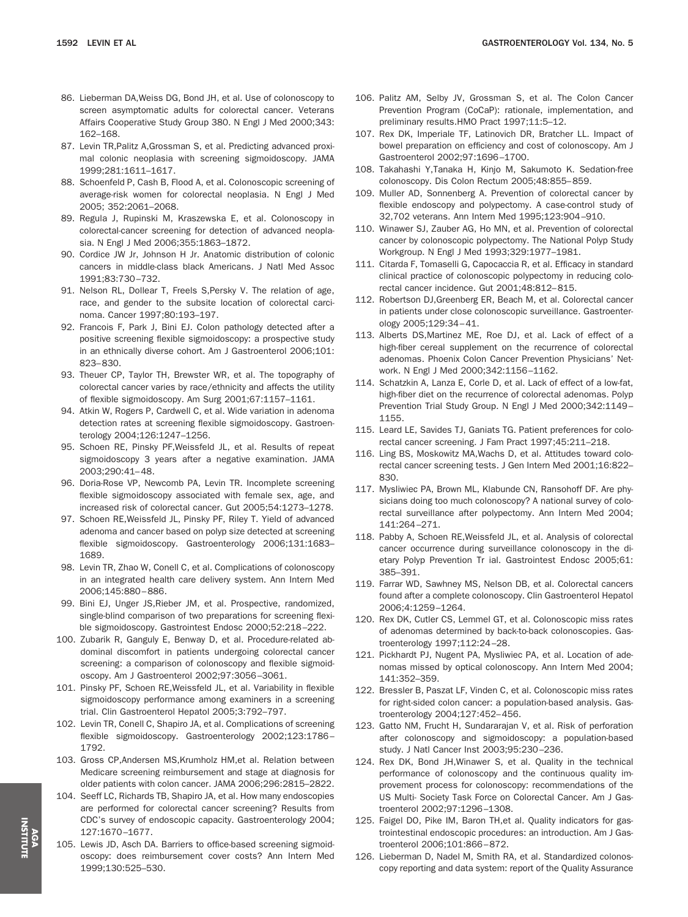86. Lieberman DA,Weiss DG, Bond JH, et al. Use of colonoscopy to screen asymptomatic adults for colorectal cancer. Veterans Affairs Cooperative Study Group 380. N Engl J Med 2000;343: 162–168.
87. Levin TR,Palitz A,Grossman S, et al. Predicting advanced proximal colonic neoplasia with screening sigmoidoscopy. JAMA 1999;281:1611–1617.
88. Schoenfeld P, Cash B, Flood A, et al. Colonoscopic screening of average-risk women for colorectal neoplasia. N Engl J Med 2005; 352:2061–2068.
89. Regula J, Rupinski M, Kraszewska E, et al. Colonoscopy in colorectal-cancer screening for detection of advanced neoplasia. N Engl J Med 2006;355:1863–1872.
90. Cordice JW Jr, Johnson H Jr. Anatomic distribution of colonic cancers in middle-class black Americans. J Natl Med Assoc 1991;83:730–732.
91. Nelson RL, Dollear T, Freels S,Persky V. The relation of age, race, and gender to the subsite location of colorectal carcinoma. Cancer 1997;80:193–197.
92. Francois F, Park J, Bini EJ. Colon pathology detected after a positive screening flexible sigmoidoscopy: a prospective study in an ethnically diverse cohort. Am J Gastroenterol 2006;101: 823–830.
93. Theuer CP, Taylor TH, Brewster WR, et al. The topography of colorectal cancer varies by race/ethnicity and affects the utility of flexible sigmoidoscopy. Am Surg 2001;67:1157–1161.
94. Atkin W, Rogers P, Cardwell C, et al. Wide variation in adenoma detection rates at screening flexible sigmoidoscopy. Gastroenterology 2004;126:1247–1256.
95. Schoen RE, Pinsky PF,Weissfeld JL, et al. Results of repeat sigmoidoscopy 3 years after a negative examination. JAMA 2003;290:41–48.
96. Doria-Rose VP, Newcomb PA, Levin TR. Incomplete screening flexible sigmoidoscopy associated with female sex, age, and increased risk of colorectal cancer. Gut 2005;54:1273–1278.
97. Schoen RE,Weissfeld JL, Pinsky PF, Riley T. Yield of advanced adenoma and cancer based on polyp size detected at screening flexible sigmoidoscopy. Gastroenterology 2006;131:1683–1689.
98. Levin TR, Zhao W, Conell C, et al. Complications of colonoscopy in an integrated health care delivery system. Ann Intern Med 2006;145:880–886.
99. Bini EJ, Unger JS,Rieber JM, et al. Prospective, randomized, single-blind comparison of two preparations for screening flexible sigmoidoscopy. Gastrointest Endosc 2000;52:218–222.
100. Zubarik R, Ganguly E, Benway D, et al. Procedure-related abdominal discomfort in patients undergoing colorectal cancer screening: a comparison of colonoscopy and flexible sigmoidoscopy. Am J Gastroenterol 2002;97:3056–3061.
101. Pinsky PF, Schoen RE,Weissfeld JL, et al. Variability in flexible sigmoidoscopy performance among examiners in a screening trial. Clin Gastroenterol Hepatol 2005;3:792–797.
102. Levin TR, Conell C, Shapiro JA, et al. Complications of screening flexible sigmoidoscopy. Gastroenterology 2002;123:1786–1792.
103. Gross CP,Andersen MS,Krumholz HM,et al. Relation between Medicare screening reimbursement and stage at diagnosis for older patients with colon cancer. JAMA 2006;296:2815–2822.
104. Seeff LC, Richards TB, Shapiro JA, et al. How many endoscopies are performed for colorectal cancer screening? Results from CDC's survey of endoscopic capacity. Gastroenterology 2004; 127:1670–1677.
105. Lewis JD, Asch DA. Barriers to office-based screening sigmoidoscopy: does reimbursement cover costs? Ann Intern Med 1999;130:525–530.
106. Palitz AM, Selby JV, Grossman S, et al. The Colon Cancer Prevention Program (CoCaP): rationale, implementation, and preliminary results.HMO Pract 1997;11:5–12.
107. Rex DK, Imperiale TF, Latinovich DR, Bratcher LL. Impact of bowel preparation on efficiency and cost of colonoscopy. Am J Gastroenterol 2002;97:1696–1700.
108. Takahashi Y,Tanaka H, Kinjo M, Sakumoto K. Sedation-free colonoscopy. Dis Colon Rectum 2005;48:855–859.
109. Muller AD, Sonnenberg A. Prevention of colorectal cancer by flexible endoscopy and polypectomy. A case-control study of 32,702 veterans. Ann Intern Med 1995;123:904–910.
110. Winawer SJ, Zauber AG, Ho MN, et al. Prevention of colorectal cancer by colonoscopic polypectomy. The National Polyp Study Workgroup. N Engl J Med 1993;329:1977–1981.
111. Citarda F, Tomaselli G, Capocaccia R, et al. Efficacy in standard clinical practice of colonoscopic polypectomy in reducing colorectal cancer incidence. Gut 2001;48:812–815.
112. Robertson DJ,Greenberg ER, Beach M, et al. Colorectal cancer in patients under close colonoscopic surveillance. Gastroenterology 2005;129:34–41.
113. Alberts DS,Martinez ME, Roe DJ, et al. Lack of effect of a high-fiber cereal supplement on the recurrence of colorectal adenomas. Phoenix Colon Cancer Prevention Physicians' Network. N Engl J Med 2000;342:1156–1162.
114. Schatzkin A, Lanza E, Corle D, et al. Lack of effect of a low-fat, high-fiber diet on the recurrence of colorectal adenomas. Polyp Prevention Trial Study Group. N Engl J Med 2000;342:1149–1155.
115. Leard LE, Savides TJ, Ganiats TG. Patient preferences for colorectal cancer screening. J Fam Pract 1997;45:211–218.
116. Ling BS, Moskowitz MA,Wachs D, et al. Attitudes toward colorectal cancer screening tests. J Gen Intern Med 2001;16:822–830.
117. Mysliwiec PA, Brown ML, Klabunde CN, Ransohoff DF. Are physicians doing too much colonoscopy? A national survey of colorectal surveillance after polypectomy. Ann Intern Med 2004; 141:264–271.
118. Pabby A, Schoen RE,Weissfeld JL, et al. Analysis of colorectal cancer occurrence during surveillance colonoscopy in the dietary Polyp Prevention Tr ial. Gastrointest Endosc 2005;61: 385–391.
119. Farrar WD, Sawhney MS, Nelson DB, et al. Colorectal cancers found after a complete colonoscopy. Clin Gastroenterol Hepatol 2006;4:1259–1264.
120. Rex DK, Cutler CS, Lemmel GT, et al. Colonoscopic miss rates of adenomas determined by back-to-back colonoscopies. Gastroenterology 1997;112:24–28.
121. Pickhardt PJ, Nugent PA, Mysliwiec PA, et al. Location of adenomas missed by optical colonoscopy. Ann Intern Med 2004; 141:352–359.
122. Bressler B, Paszat LF, Vinden C, et al. Colonoscopic miss rates for right-sided colon cancer: a population-based analysis. Gastroenterology 2004;127:452–456.
123. Gatto NM, Frucht H, Sundararajan V, et al. Risk of perforation after colonoscopy and sigmoidoscopy: a population-based study. J Natl Cancer Inst 2003;95:230–236.
124. Rex DK, Bond JH,Winawer S, et al. Quality in the technical performance of colonoscopy and the continuous quality improvement process for colonoscopy: recommendations of the US Multi- Society Task Force on Colorectal Cancer. Am J Gastroenterol 2002;97:1296–1308.
125. Faigel DO, Pike IM, Baron TH,et al. Quality indicators for gastrointestinal endoscopic procedures: an introduction. Am J Gastroenterol 2006;101:866–872.
126. Lieberman D, Nadel M, Smith RA, et al. Standardized colonoscopy reporting and data system: report of the Quality Assurance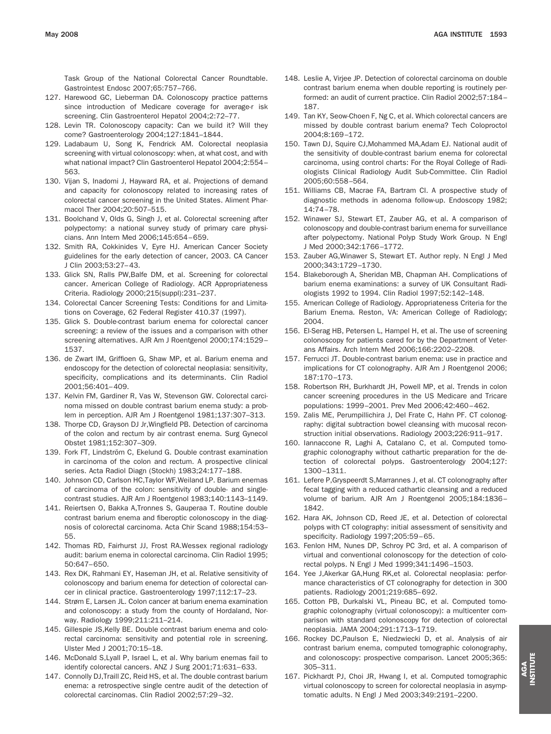Task Group of the National Colorectal Cancer Roundtable. Gastrointest Endosc 2007;65:757–766.

127. Harewood GC, Lieberman DA. Colonoscopy practice patterns since introduction of Medicare coverage for average-r isk screening. Clin Gastroenterol Hepatol 2004;2:72–77.
128. Levin TR. Colonoscopy capacity: Can we build it? Will they come? Gastroenterology 2004;127:1841–1844.
129. Ladabaum U, Song K, Fendrick AM. Colorectal neoplasia screening with virtual colonoscopy: when, at what cost, and with what national impact? Clin Gastroenterol Hepatol 2004;2:554–563.
130. Vijan S, Inadomi J, Hayward RA, et al. Projections of demand and capacity for colonoscopy related to increasing rates of colorectal cancer screening in the United States. Aliment Pharmacol Ther 2004;20:507–515.
131. Boolchand V, Olds G, Singh J, et al. Colorectal screening after polypectomy: a national survey study of primary care physicians. Ann Intern Med 2006;145:654–659.
132. Smith RA, Cokkinides V, Eyre HJ. American Cancer Society guidelines for the early detection of cancer, 2003. CA Cancer J Clin 2003;53:27–43.
133. Glick SN, Ralls PW,Balfe DM, et al. Screening for colorectal cancer. American College of Radiology. ACR Appropriateness Criteria. Radiology 2000;215(suppl):231–237.
134. Colorectal Cancer Screening Tests: Conditions for and Limitations on Coverage, 62 Federal Register 410.37 (1997).
135. Glick S. Double-contrast barium enema for colorectal cancer screening: a review of the issues and a comparison with other screening alternatives. AJR Am J Roentgenol 2000;174:1529–1537.
136. de Zwart IM, Griffioen G, Shaw MP, et al. Barium enema and endoscopy for the detection of colorectal neoplasia: sensitivity, specificity, complications and its determinants. Clin Radiol 2001;56:401–409.
137. Kelvin FM, Gardiner R, Vas W, Stevenson GW. Colorectal carcinoma missed on double contrast barium enema study: a problem in perception. AJR Am J Roentgenol 1981;137:307–313.
138. Thorpe CD, Grayson DJ Jr,Wingfield PB. Detection of carcinoma of the colon and rectum by air contrast enema. Surg Gynecol Obstet 1981;152:307–309.
139. Fork FT, Lindström C, Ekelund G. Double contrast examination in carcinoma of the colon and rectum. A prospective clinical series. Acta Radiol Diagn (Stockh) 1983;24:177–188.
140. Johnson CD, Carlson HC,Taylor WF,Weiland LP. Barium enemas of carcinoma of the colon: sensitivity of double- and single-contrast studies. AJR Am J Roentgenol 1983;140:1143–1149.
141. Reiertsen O, Bakka A,Tronnes S, Gauperaa T. Routine double contrast barium enema and fiberoptic colonoscopy in the diagnosis of colorectal carcinoma. Acta Chir Scand 1988;154:53–55.
142. Thomas RD, Fairhurst JJ, Frost RA.Wessex regional radiology audit: barium enema in colorectal carcinoma. Clin Radiol 1995; 50:647–650.
143. Rex DK, Rahmani EY, Haseman JH, et al. Relative sensitivity of colonoscopy and barium enema for detection of colorectal cancer in clinical practice. Gastroenterology 1997;112:17–23.
144. Strøm E, Larsen JL. Colon cancer at barium enema examination and colonoscopy: a study from the county of Hordaland, Norway. Radiology 1999;211:211–214.
145. Gillespie JS,Kelly BE. Double contrast barium enema and colorectal carcinoma: sensitivity and potential role in screening. Ulster Med J 2001;70:15–18.
146. McDonald S,Lyall P, Israel L, et al. Why barium enemas fail to identify colorectal cancers. ANZ J Surg 2001;71:631–633.
147. Connolly DJ,Traill ZC, Reid HS, et al. The double contrast barium enema: a retrospective single centre audit of the detection of colorectal carcinomas. Clin Radiol 2002;57:29–32.
148. Leslie A, Virjee JP. Detection of colorectal carcinoma on double contrast barium enema when double reporting is routinely performed: an audit of current practice. Clin Radiol 2002;57:184–187.
149. Tan KY, Seow-Choen F, Ng C, et al. Which colorectal cancers are missed by double contrast barium enema? Tech Coloproctol 2004;8:169–172.
150. Tawn DJ, Squire CJ,Mohammed MA,Adam EJ. National audit of the sensitivity of double-contrast barium enema for colorectal carcinoma, using control charts: For the Royal College of Radiologists Clinical Radiology Audit Sub-Committee. Clin Radiol 2005;60:558–564.
151. Williams CB, Macrae FA, Bartram CI. A prospective study of diagnostic methods in adenoma follow-up. Endoscopy 1982; 14:74–78.
152. Winawer SJ, Stewart ET, Zauber AG, et al. A comparison of colonoscopy and double-contrast barium enema for surveillance after polypectomy. National Polyp Study Work Group. N Engl J Med 2000;342:1766–1772.
153. Zauber AG,Winawer S, Stewart ET. Author reply. N Engl J Med 2000;343:1729–1730.
154. Blakeborough A, Sheridan MB, Chapman AH. Complications of barium enema examinations: a survey of UK Consultant Radiologists 1992 to 1994. Clin Radiol 1997;52:142–148.
155. American College of Radiology. Appropriateness Criteria for the Barium Enema. Reston, VA: American College of Radiology; 2004.
156. El-Serag HB, Petersen L, Hampel H, et al. The use of screening colonoscopy for patients cared for by the Department of Veterans Affairs. Arch Intern Med 2006;166:2202–2208.
157. Ferrucci JT. Double-contrast barium enema: use in practice and implications for CT colonography. AJR Am J Roentgenol 2006; 187:170–173.
158. Robertson RH, Burkhardt JH, Powell MP, et al. Trends in colon cancer screening procedures in the US Medicare and Tricare populations: 1999–2001. Prev Med 2006;42:460–462.
159. Zalis ME, Perumpillichira J, Del Frate C, Hahn PF. CT colonography: digital subtraction bowel cleansing with mucosal reconstruction initial observations. Radiology 2003;226:911–917.
160. Iannaccone R, Laghi A, Catalano C, et al. Computed tomographic colonography without cathartic preparation for the detection of colorectal polyps. Gastroenterology 2004;127: 1300–1311.
161. Lefere P,Gryspeerdt S,Marrannes J, et al. CT colonography after fecal tagging with a reduced cathartic cleansing and a reduced volume of barium. AJR Am J Roentgenol 2005;184:1836–1842.
162. Hara AK, Johnson CD, Reed JE, et al. Detection of colorectal polyps with CT colography: initial assessment of sensitivity and specificity. Radiology 1997;205:59–65.
163. Fenlon HM, Nunes DP, Schroy PC 3rd, et al. A comparison of virtual and conventional colonoscopy for the detection of colorectal polyps. N Engl J Med 1999;341:1496–1503.
164. Yee J,Akerkar GA,Hung RK,et al. Colorectal neoplasia: performance characteristics of CT colonography for detection in 300 patients. Radiology 2001;219:685–692.
165. Cotton PB, Durkalski VL, Pineau BC, et al. Computed tomographic colonography (virtual colonoscopy): a multicenter comparison with standard colonoscopy for detection of colorectal neoplasia. JAMA 2004;291:1713–1719.
166. Rockey DC,Paulson E, Niedzwiecki D, et al. Analysis of air contrast barium enema, computed tomographic colonography, and colonoscopy: prospective comparison. Lancet 2005;365: 305–311.
167. Pickhardt PJ, Choi JR, Hwang I, et al. Computed tomographic virtual colonoscopy to screen for colorectal neoplasia in asymptomatic adults. N Engl J Med 2003;349:2191–2200.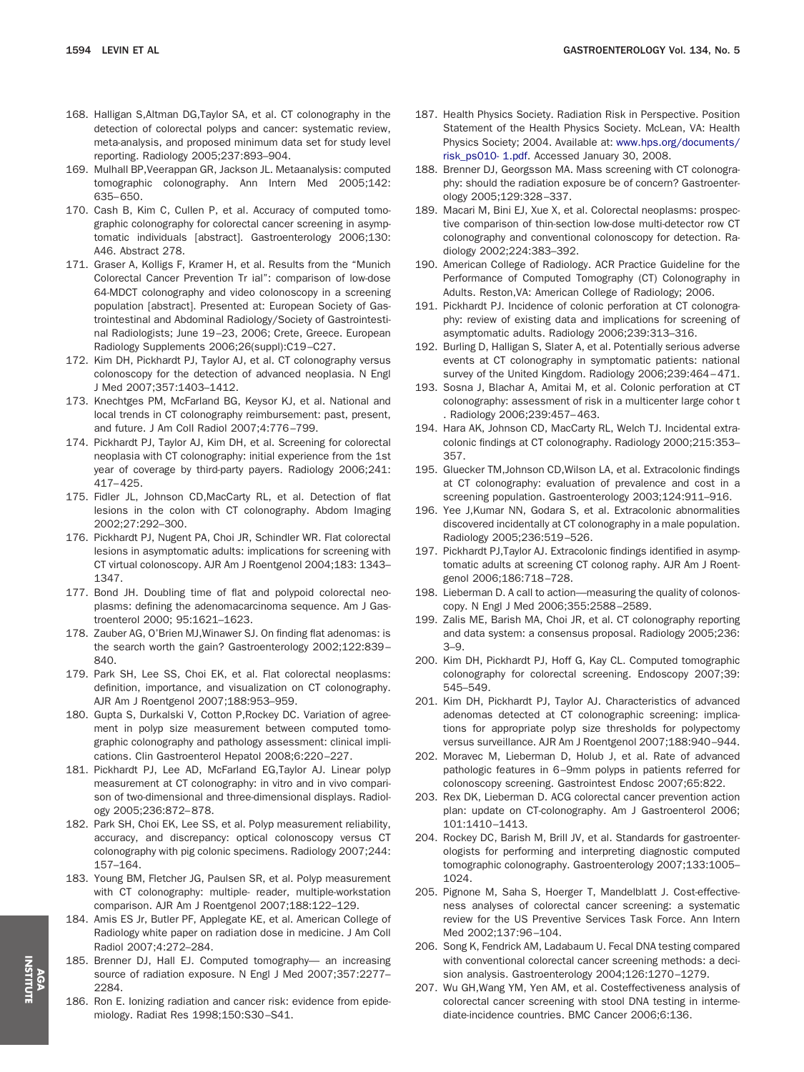168. Halligan S,Altman DG,Taylor SA, et al. CT colonography in the detection of colorectal polyps and cancer: systematic review, meta-analysis, and proposed minimum data set for study level reporting. Radiology 2005;237:893–904.
169. Mulhall BP,Veerappan GR, Jackson JL. Metaanalysis: computed tomographic colonography. Ann Intern Med 2005;142: 635–650.
170. Cash B, Kim C, Cullen P, et al. Accuracy of computed tomographic colonography for colorectal cancer screening in asymptomatic individuals [abstract]. Gastroenterology 2006;130: A46. Abstract 278.
171. Graser A, Kolligs F, Kramer H, et al. Results from the "Munich Colorectal Cancer Prevention Tr ial": comparison of low-dose 64-MDCT colonography and video colonoscopy in a screening population [abstract]. Presented at: European Society of Gastrointestinal and Abdominal Radiology/Society of Gastrointestinal Radiologists; June 19–23, 2006; Crete, Greece. European Radiology Supplements 2006;26(suppl):C19–C27.
172. Kim DH, Pickhardt PJ, Taylor AJ, et al. CT colonography versus colonoscopy for the detection of advanced neoplasia. N Engl J Med 2007;357:1403–1412.
173. Knechtges PM, McFarland BG, Keysor KJ, et al. National and local trends in CT colonography reimbursement: past, present, and future. J Am Coll Radiol 2007;4:776–799.
174. Pickhardt PJ, Taylor AJ, Kim DH, et al. Screening for colorectal neoplasia with CT colonography: initial experience from the 1st year of coverage by third-party payers. Radiology 2006;241: 417–425.
175. Fidler JL, Johnson CD,MacCarty RL, et al. Detection of flat lesions in the colon with CT colonography. Abdom Imaging 2002;27:292–300.
176. Pickhardt PJ, Nugent PA, Choi JR, Schindler WR. Flat colorectal lesions in asymptomatic adults: implications for screening with CT virtual colonoscopy. AJR Am J Roentgenol 2004;183: 1343–1347.
177. Bond JH. Doubling time of flat and polypoid colorectal neoplasms: defining the adenomacarcinoma sequence. Am J Gastroenterol 2000; 95:1621–1623.
178. Zauber AG, O'Brien MJ,Winawer SJ. On finding flat adenomas: is the search worth the gain? Gastroenterology 2002;122:839–840.
179. Park SH, Lee SS, Choi EK, et al. Flat colorectal neoplasms: definition, importance, and visualization on CT colonography. AJR Am J Roentgenol 2007;188:953–959.
180. Gupta S, Durkalski V, Cotton P,Rockey DC. Variation of agreement in polyp size measurement between computed tomographic colonography and pathology assessment: clinical implications. Clin Gastroenterol Hepatol 2008;6:220–227.
181. Pickhardt PJ, Lee AD, McFarland EG,Taylor AJ. Linear polyp measurement at CT colonography: in vitro and in vivo comparison of two-dimensional and three-dimensional displays. Radiology 2005;236:872–878.
182. Park SH, Choi EK, Lee SS, et al. Polyp measurement reliability, accuracy, and discrepancy: optical colonoscopy versus CT colonography with pig colonic specimens. Radiology 2007;244: 157–164.
183. Young BM, Fletcher JG, Paulsen SR, et al. Polyp measurement with CT colonography: multiple- reader, multiple-workstation comparison. AJR Am J Roentgenol 2007;188:122–129.
184. Amis ES Jr, Butler PF, Applegate KE, et al. American College of Radiology white paper on radiation dose in medicine. J Am Coll Radiol 2007;4:272–284.
185. Brenner DJ, Hall EJ. Computed tomography— an increasing source of radiation exposure. N Engl J Med 2007;357:2277–2284.
186. Ron E. Ionizing radiation and cancer risk: evidence from epidemiology. Radiat Res 1998;150:S30–S41.
187. Health Physics Society. Radiation Risk in Perspective. Position Statement of the Health Physics Society. McLean, VA: Health Physics Society; 2004. Available at: www.hps.org/documents/risk_ps010- 1.pdf. Accessed January 30, 2008.
188. Brenner DJ, Georgsson MA. Mass screening with CT colonography: should the radiation exposure be of concern? Gastroenterology 2005;129:328–337.
189. Macari M, Bini EJ, Xue X, et al. Colorectal neoplasms: prospective comparison of thin-section low-dose multi-detector row CT colonography and conventional colonoscopy for detection. Radiology 2002;224:383–392.
190. American College of Radiology. ACR Practice Guideline for the Performance of Computed Tomography (CT) Colonography in Adults. Reston,VA: American College of Radiology; 2006.
191. Pickhardt PJ. Incidence of colonic perforation at CT colonography: review of existing data and implications for screening of asymptomatic adults. Radiology 2006;239:313–316.
192. Burling D, Halligan S, Slater A, et al. Potentially serious adverse events at CT colonography in symptomatic patients: national survey of the United Kingdom. Radiology 2006;239:464–471.
193. Sosna J, Blachar A, Amitai M, et al. Colonic perforation at CT colonography: assessment of risk in a multicenter large cohor t . Radiology 2006;239:457–463.
194. Hara AK, Johnson CD, MacCarty RL, Welch TJ. Incidental extracolonic findings at CT colonography. Radiology 2000;215:353–357.
195. Gluecker TM,Johnson CD,Wilson LA, et al. Extracolonic findings at CT colonography: evaluation of prevalence and cost in a screening population. Gastroenterology 2003;124:911–916.
196. Yee J,Kumar NN, Godara S, et al. Extracolonic abnormalities discovered incidentally at CT colonography in a male population. Radiology 2005;236:519–526.
197. Pickhardt PJ,Taylor AJ. Extracolonic findings identified in asymptomatic adults at screening CT colonog raphy. AJR Am J Roentgenol 2006;186:718–728.
198. Lieberman D. A call to action—measuring the quality of colonoscopy. N Engl J Med 2006;355:2588–2589.
199. Zalis ME, Barish MA, Choi JR, et al. CT colonography reporting and data system: a consensus proposal. Radiology 2005;236: 3–9.
200. Kim DH, Pickhardt PJ, Hoff G, Kay CL. Computed tomographic colonography for colorectal screening. Endoscopy 2007;39: 545–549.
201. Kim DH, Pickhardt PJ, Taylor AJ. Characteristics of advanced adenomas detected at CT colonographic screening: implications for appropriate polyp size thresholds for polypectomy versus surveillance. AJR Am J Roentgenol 2007;188:940–944.
202. Moravec M, Lieberman D, Holub J, et al. Rate of advanced pathologic features in 6–9mm polyps in patients referred for colonoscopy screening. Gastrointest Endosc 2007;65:822.
203. Rex DK, Lieberman D. ACG colorectal cancer prevention action plan: update on CT-colonography. Am J Gastroenterol 2006; 101:1410–1413.
204. Rockey DC, Barish M, Brill JV, et al. Standards for gastroenterologists for performing and interpreting diagnostic computed tomographic colonography. Gastroenterology 2007;133:1005–1024.
205. Pignone M, Saha S, Hoerger T, Mandelblatt J. Cost-effectiveness analyses of colorectal cancer screening: a systematic review for the US Preventive Services Task Force. Ann Intern Med 2002;137:96–104.
206. Song K, Fendrick AM, Ladabaum U. Fecal DNA testing compared with conventional colorectal cancer screening methods: a decision analysis. Gastroenterology 2004;126:1270–1279.
207. Wu GH,Wang YM, Yen AM, et al. Costeffectiveness analysis of colorectal cancer screening with stool DNA testing in intermediate-incidence countries. BMC Cancer 2006;6:136.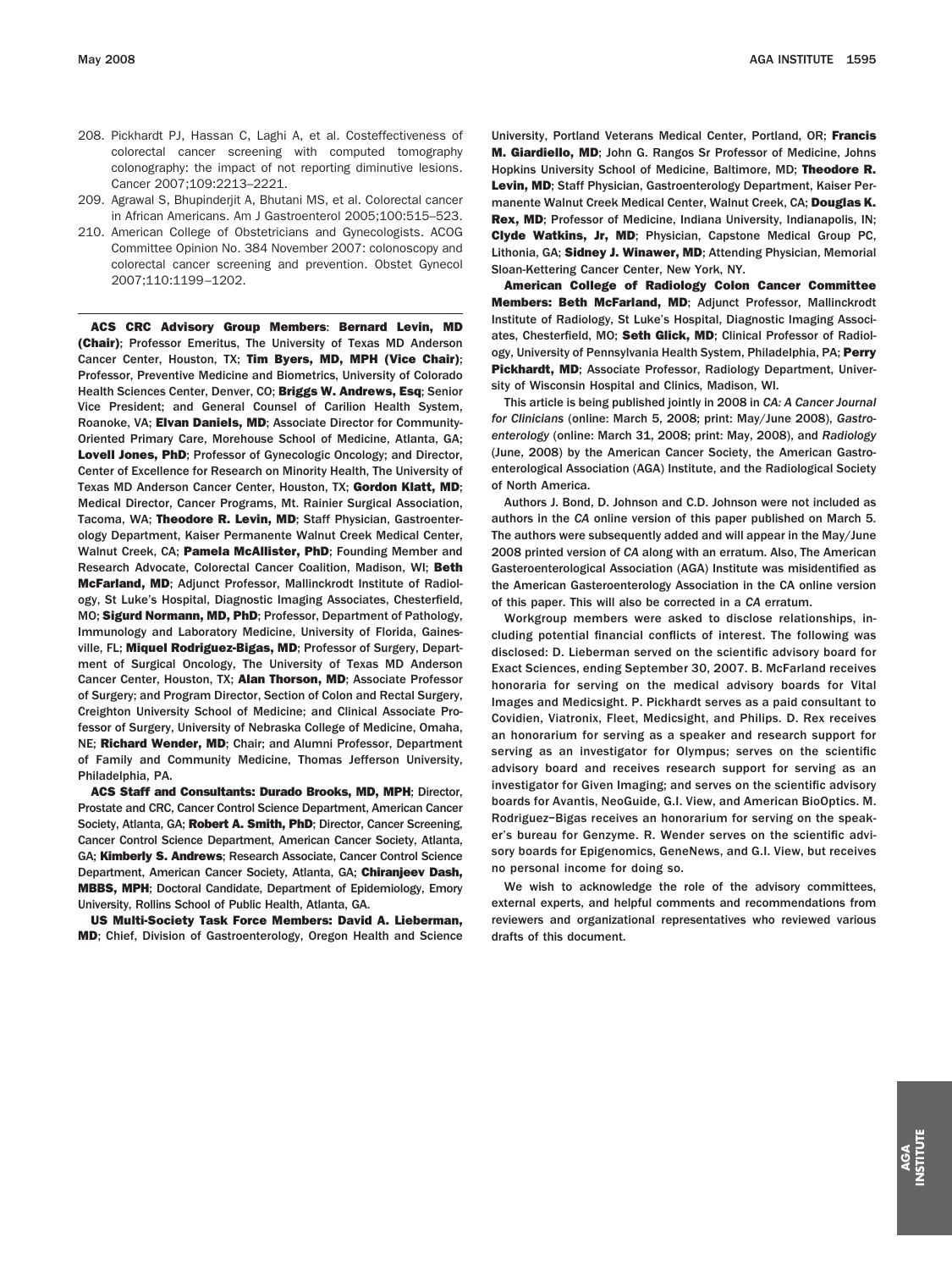208. Pickhardt PJ, Hassan C, Laghi A, et al. Costeffectiveness of colorectal cancer screening with computed tomography colonography: the impact of not reporting diminutive lesions. Cancer 2007;109:2213–2221.
209. Agrawal S, Bhupinderjit A, Bhutani MS, et al. Colorectal cancer in African Americans. Am J Gastroenterol 2005;100:515–523.
210. American College of Obstetricians and Gynecologists. ACOG Committee Opinion No. 384 November 2007: colonoscopy and colorectal cancer screening and prevention. Obstet Gynecol 2007;110:1199–1202.

---

**ACS CRC Advisory Group Members**: **Bernard Levin, MD (Chair)**; Professor Emeritus, The University of Texas MD Anderson Cancer Center, Houston, TX; **Tim Byers, MD, MPH (Vice Chair)**; Professor, Preventive Medicine and Biometrics, University of Colorado Health Sciences Center, Denver, CO; **Briggs W. Andrews, Esq**; Senior Vice President; and General Counsel of Carilion Health System, Roanoke, VA; **Elvan Daniels, MD**; Associate Director for Community-Oriented Primary Care, Morehouse School of Medicine, Atlanta, GA; **Lovell Jones, PhD**; Professor of Gynecologic Oncology; and Director, Center of Excellence for Research on Minority Health, The University of Texas MD Anderson Cancer Center, Houston, TX; **Gordon Klatt, MD**; Medical Director, Cancer Programs, Mt. Rainier Surgical Association, Tacoma, WA; **Theodore R. Levin, MD**; Staff Physician, Gastroenterology Department, Kaiser Permanente Walnut Creek Medical Center, Walnut Creek, CA; **Pamela McAllister, PhD**; Founding Member and Research Advocate, Colorectal Cancer Coalition, Madison, WI; **Beth McFarland, MD**; Adjunct Professor, Mallinckrodt Institute of Radiology, St Luke's Hospital, Diagnostic Imaging Associates, Chesterfield, MO; **Sigurd Normann, MD, PhD**; Professor, Department of Pathology, Immunology and Laboratory Medicine, University of Florida, Gainesville, FL; **Miquel Rodriguez-Bigas, MD**; Professor of Surgery, Department of Surgical Oncology, The University of Texas MD Anderson Cancer Center, Houston, TX; **Alan Thorson, MD**; Associate Professor of Surgery; and Program Director, Section of Colon and Rectal Surgery, Creighton University School of Medicine; and Clinical Associate Professor of Surgery, University of Nebraska College of Medicine, Omaha, NE; **Richard Wender, MD**; Chair; and Alumni Professor, Department of Family and Community Medicine, Thomas Jefferson University, Philadelphia, PA.

**ACS Staff and Consultants: Durado Brooks, MD, MPH**; Director, Prostate and CRC, Cancer Control Science Department, American Cancer Society, Atlanta, GA; **Robert A. Smith, PhD**; Director, Cancer Screening, Cancer Control Science Department, American Cancer Society, Atlanta, GA; **Kimberly S. Andrews**; Research Associate, Cancer Control Science Department, American Cancer Society, Atlanta, GA; **Chiranjeev Dash, MBBS, MPH**; Doctoral Candidate, Department of Epidemiology, Emory University, Rollins School of Public Health, Atlanta, GA.

**US Multi-Society Task Force Members: David A. Lieberman, MD**; Chief, Division of Gastroenterology, Oregon Health and Science University, Portland Veterans Medical Center, Portland, OR; **Francis M. Giardiello, MD**; John G. Rangos Sr Professor of Medicine, Johns Hopkins University School of Medicine, Baltimore, MD; **Theodore R. Levin, MD**; Staff Physician, Gastroenterology Department, Kaiser Permanente Walnut Creek Medical Center, Walnut Creek, CA; **Douglas K. Rex, MD**; Professor of Medicine, Indiana University, Indianapolis, IN; **Clyde Watkins, Jr, MD**; Physician, Capstone Medical Group PC, Lithonia, GA; **Sidney J. Winawer, MD**; Attending Physician, Memorial Sloan-Kettering Cancer Center, New York, NY.

**American College of Radiology Colon Cancer Committee Members: Beth McFarland, MD**; Adjunct Professor, Mallinckrodt Institute of Radiology, St Luke's Hospital, Diagnostic Imaging Associates, Chesterfield, MO; **Seth Glick, MD**; Clinical Professor of Radiology, University of Pennsylvania Health System, Philadelphia, PA; **Perry Pickhardt, MD**; Associate Professor, Radiology Department, University of Wisconsin Hospital and Clinics, Madison, WI.

This article is being published jointly in 2008 in *CA: A Cancer Journal for Clinicians* (online: March 5, 2008; print: May/June 2008), *Gastroenterology* (online: March 31, 2008; print: May, 2008), and *Radiology* (June, 2008) by the American Cancer Society, the American Gastroenterological Association (AGA) Institute, and the Radiological Society of North America.

Authors J. Bond, D. Johnson and C.D. Johnson were not included as authors in the *CA* online version of this paper published on March 5. The authors were subsequently added and will appear in the May/June 2008 printed version of *CA* along with an erratum. Also, The American Gasteroenterological Association (AGA) Institute was misidentified as the American Gasteroenterology Association in the CA online version of this paper. This will also be corrected in a *CA* erratum.

Workgroup members were asked to disclose relationships, including potential financial conflicts of interest. The following was disclosed: D. Lieberman served on the scientific advisory board for Exact Sciences, ending September 30, 2007. B. McFarland receives honoraria for serving on the medical advisory boards for Vital Images and Medicsight. P. Pickhardt serves as a paid consultant to Covidien, Viatronix, Fleet, Medicsight, and Philips. D. Rex receives an honorarium for serving as a speaker and research support for serving as an investigator for Olympus; serves on the scientific advisory board and receives research support for serving as an investigator for Given Imaging; and serves on the scientific advisory boards for Avantis, NeoGuide, G.I. View, and American BioOptics. M. Rodriguez-Bigas receives an honorarium for serving on the speaker's bureau for Genzyme. R. Wender serves on the scientific advisory boards for Epigenomics, GeneNews, and G.I. View, but receives no personal income for doing so.

We wish to acknowledge the role of the advisory committees, external experts, and helpful comments and recommendations from reviewers and organizational representatives who reviewed various drafts of this document.